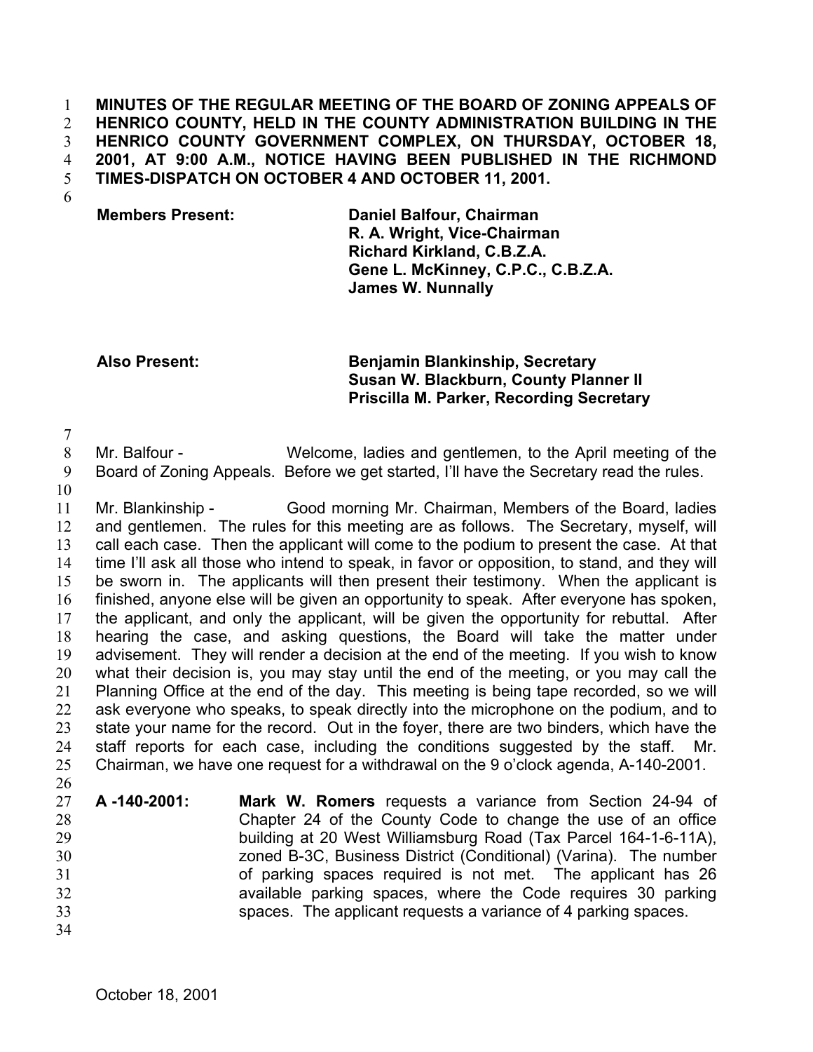**MINUTES OF THE REGULAR MEETING OF THE BOARD OF ZONING APPEALS OF HENRICO COUNTY, HELD IN THE COUNTY ADMINISTRATION BUILDING IN THE HENRICO COUNTY GOVERNMENT COMPLEX, ON THURSDAY, OCTOBER 18, 2001, AT 9:00 A.M., NOTICE HAVING BEEN PUBLISHED IN THE RICHMOND TIMES-DISPATCH ON OCTOBER 4 AND OCTOBER 11, 2001.**

| | |
|---|---|
| **Members Present:** | **Daniel Balfour, Chairman** |
| | **R. A. Wright, Vice-Chairman** |
| | **Richard Kirkland, C.B.Z.A.** |
| | **Gene L. McKinney, C.P.C., C.B.Z.A.** |
| | **James W. Nunnally** |

| | |
|---|---|
| **Also Present:** | **Benjamin Blankinship, Secretary** |
| | **Susan W. Blackburn, County Planner II** |
| | **Priscilla M. Parker, Recording Secretary** |

Mr. Balfour - Welcome, ladies and gentlemen, to the April meeting of the Board of Zoning Appeals. Before we get started, I'll have the Secretary read the rules.

Mr. Blankinship - Good morning Mr. Chairman, Members of the Board, ladies and gentlemen. The rules for this meeting are as follows. The Secretary, myself, will call each case. Then the applicant will come to the podium to present the case. At that time I'll ask all those who intend to speak, in favor or opposition, to stand, and they will be sworn in. The applicants will then present their testimony. When the applicant is finished, anyone else will be given an opportunity to speak. After everyone has spoken, the applicant, and only the applicant, will be given the opportunity for rebuttal. After hearing the case, and asking questions, the Board will take the matter under advisement. They will render a decision at the end of the meeting. If you wish to know what their decision is, you may stay until the end of the meeting, or you may call the Planning Office at the end of the day. This meeting is being tape recorded, so we will ask everyone who speaks, to speak directly into the microphone on the podium, and to state your name for the record. Out in the foyer, there are two binders, which have the staff reports for each case, including the conditions suggested by the staff. Mr. Chairman, we have one request for a withdrawal on the 9 o'clock agenda, A-140-2001.

**A -140-2001:** **Mark W. Romers** requests a variance from Section 24-94 of Chapter 24 of the County Code to change the use of an office building at 20 West Williamsburg Road (Tax Parcel 164-1-6-11A), zoned B-3C, Business District (Conditional) (Varina). The number of parking spaces required is not met. The applicant has 26 available parking spaces, where the Code requires 30 parking spaces. The applicant requests a variance of 4 parking spaces.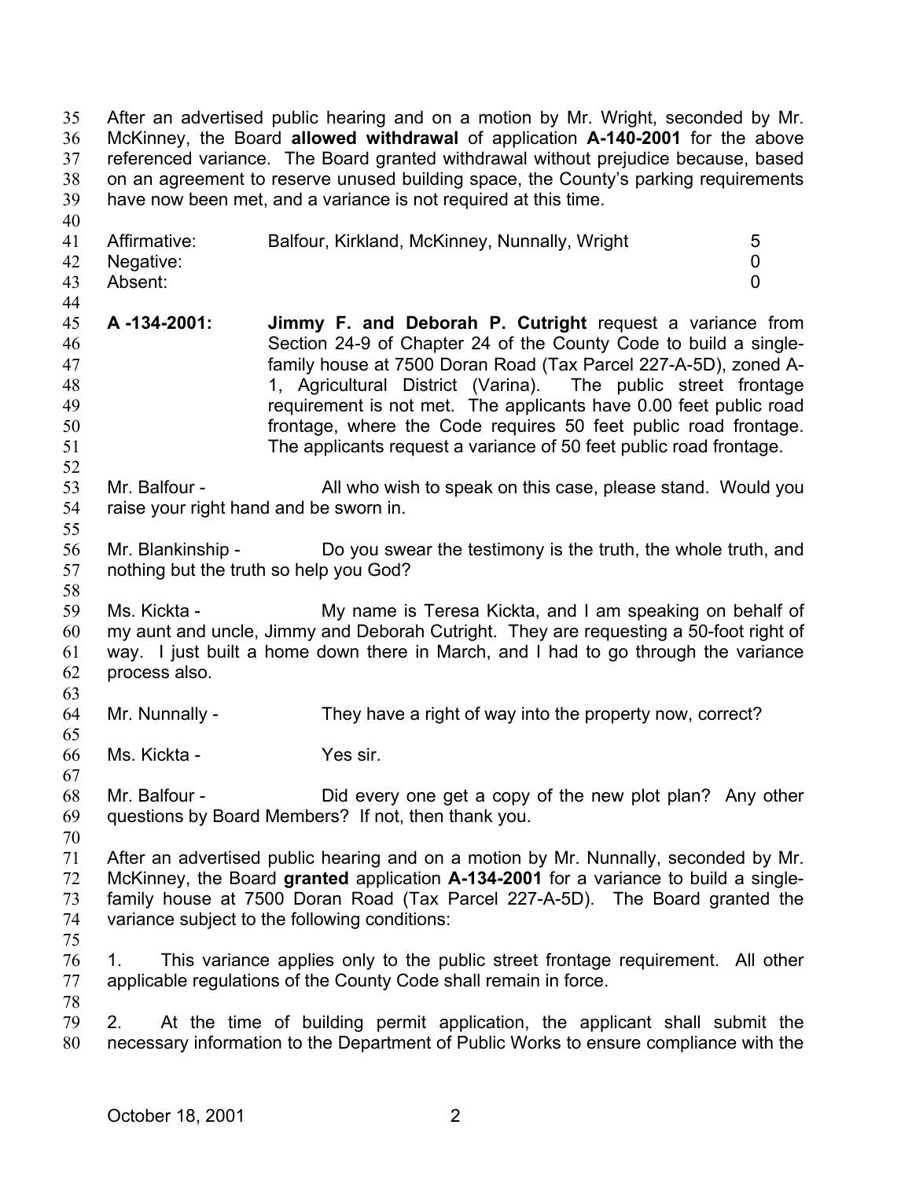After an advertised public hearing and on a motion by Mr. Wright, seconded by Mr. McKinney, the Board **allowed withdrawal** of application **A-140-2001** for the above referenced variance. The Board granted withdrawal without prejudice because, based on an agreement to reserve unused building space, the County's parking requirements have now been met, and a variance is not required at this time.

| | | |
|---|---|---|
| Affirmative: | Balfour, Kirkland, McKinney, Nunnally, Wright | 5 |
| Negative: | | 0 |
| Absent: | | 0 |

**A -134-2001:** **Jimmy F. and Deborah P. Cutright** request a variance from Section 24-9 of Chapter 24 of the County Code to build a single-family house at 7500 Doran Road (Tax Parcel 227-A-5D), zoned A-1, Agricultural District (Varina). The public street frontage requirement is not met. The applicants have 0.00 feet public road frontage, where the Code requires 50 feet public road frontage. The applicants request a variance of 50 feet public road frontage.

Mr. Balfour - All who wish to speak on this case, please stand. Would you raise your right hand and be sworn in.

Mr. Blankinship - Do you swear the testimony is the truth, the whole truth, and nothing but the truth so help you God?

Ms. Kickta - My name is Teresa Kickta, and I am speaking on behalf of my aunt and uncle, Jimmy and Deborah Cutright. They are requesting a 50-foot right of way. I just built a home down there in March, and I had to go through the variance process also.

Mr. Nunnally - They have a right of way into the property now, correct?

Ms. Kickta - Yes sir.

Mr. Balfour - Did every one get a copy of the new plot plan? Any other questions by Board Members? If not, then thank you.

After an advertised public hearing and on a motion by Mr. Nunnally, seconded by Mr. McKinney, the Board **granted** application **A-134-2001** for a variance to build a single-family house at 7500 Doran Road (Tax Parcel 227-A-5D). The Board granted the variance subject to the following conditions:

1. This variance applies only to the public street frontage requirement. All other applicable regulations of the County Code shall remain in force.

2. At the time of building permit application, the applicant shall submit the necessary information to the Department of Public Works to ensure compliance with the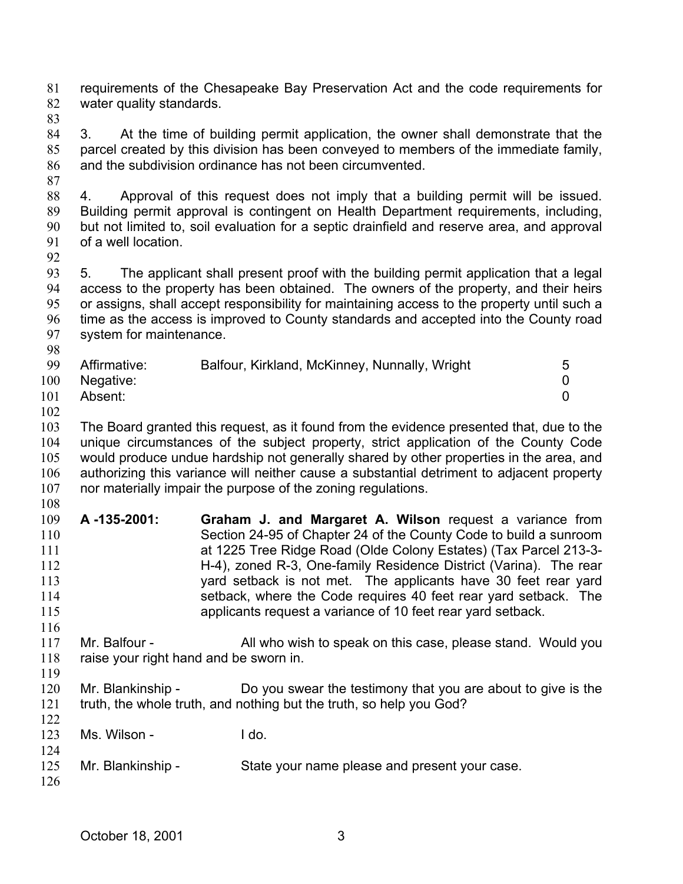requirements of the Chesapeake Bay Preservation Act and the code requirements for water quality standards.

3. At the time of building permit application, the owner shall demonstrate that the parcel created by this division has been conveyed to members of the immediate family, and the subdivision ordinance has not been circumvented.

4. Approval of this request does not imply that a building permit will be issued. Building permit approval is contingent on Health Department requirements, including, but not limited to, soil evaluation for a septic drainfield and reserve area, and approval of a well location.

5. The applicant shall present proof with the building permit application that a legal access to the property has been obtained. The owners of the property, and their heirs or assigns, shall accept responsibility for maintaining access to the property until such a time as the access is improved to County standards and accepted into the County road system for maintenance.

| | | |
|---|---|---|
| Affirmative: | Balfour, Kirkland, McKinney, Nunnally, Wright | 5 |
| Negative: | | 0 |
| Absent: | | 0 |

The Board granted this request, as it found from the evidence presented that, due to the unique circumstances of the subject property, strict application of the County Code would produce undue hardship not generally shared by other properties in the area, and authorizing this variance will neither cause a substantial detriment to adjacent property nor materially impair the purpose of the zoning regulations.

**A -135-2001:** **Graham J. and Margaret A. Wilson** request a variance from Section 24-95 of Chapter 24 of the County Code to build a sunroom at 1225 Tree Ridge Road (Olde Colony Estates) (Tax Parcel 213-3-H-4), zoned R-3, One-family Residence District (Varina). The rear yard setback is not met. The applicants have 30 feet rear yard setback, where the Code requires 40 feet rear yard setback. The applicants request a variance of 10 feet rear yard setback.

Mr. Balfour - All who wish to speak on this case, please stand. Would you raise your right hand and be sworn in.

Mr. Blankinship - Do you swear the testimony that you are about to give is the truth, the whole truth, and nothing but the truth, so help you God?

Ms. Wilson - I do.

Mr. Blankinship - State your name please and present your case.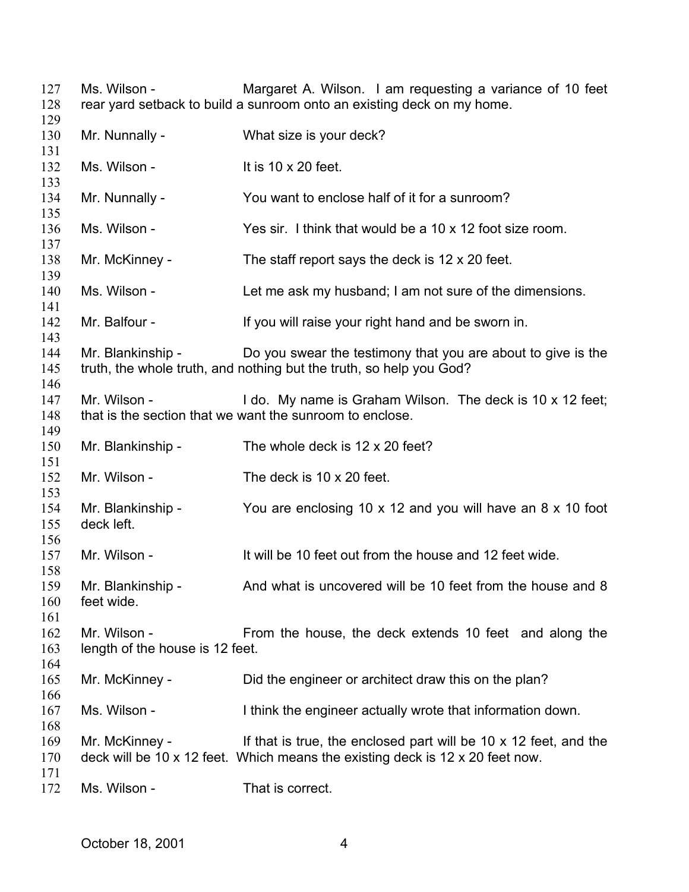Ms. Wilson - Margaret A. Wilson. I am requesting a variance of 10 feet rear yard setback to build a sunroom onto an existing deck on my home.

Mr. Nunnally - What size is your deck?

Ms. Wilson - It is 10 x 20 feet.

Mr. Nunnally - You want to enclose half of it for a sunroom?

Ms. Wilson - Yes sir. I think that would be a 10 x 12 foot size room.

Mr. McKinney - The staff report says the deck is 12 x 20 feet.

Ms. Wilson - Let me ask my husband; I am not sure of the dimensions.

Mr. Balfour - If you will raise your right hand and be sworn in.

Mr. Blankinship - Do you swear the testimony that you are about to give is the truth, the whole truth, and nothing but the truth, so help you God?

Mr. Wilson - I do. My name is Graham Wilson. The deck is 10 x 12 feet; that is the section that we want the sunroom to enclose.

Mr. Blankinship - The whole deck is 12 x 20 feet?

Mr. Wilson - The deck is 10 x 20 feet.

Mr. Blankinship - You are enclosing 10 x 12 and you will have an 8 x 10 foot deck left.

Mr. Wilson - It will be 10 feet out from the house and 12 feet wide.

Mr. Blankinship - And what is uncovered will be 10 feet from the house and 8 feet wide.

Mr. Wilson - From the house, the deck extends 10 feet and along the length of the house is 12 feet.

Mr. McKinney - Did the engineer or architect draw this on the plan?

Ms. Wilson - I think the engineer actually wrote that information down.

Mr. McKinney - If that is true, the enclosed part will be 10 x 12 feet, and the deck will be 10 x 12 feet. Which means the existing deck is 12 x 20 feet now.

Ms. Wilson - That is correct.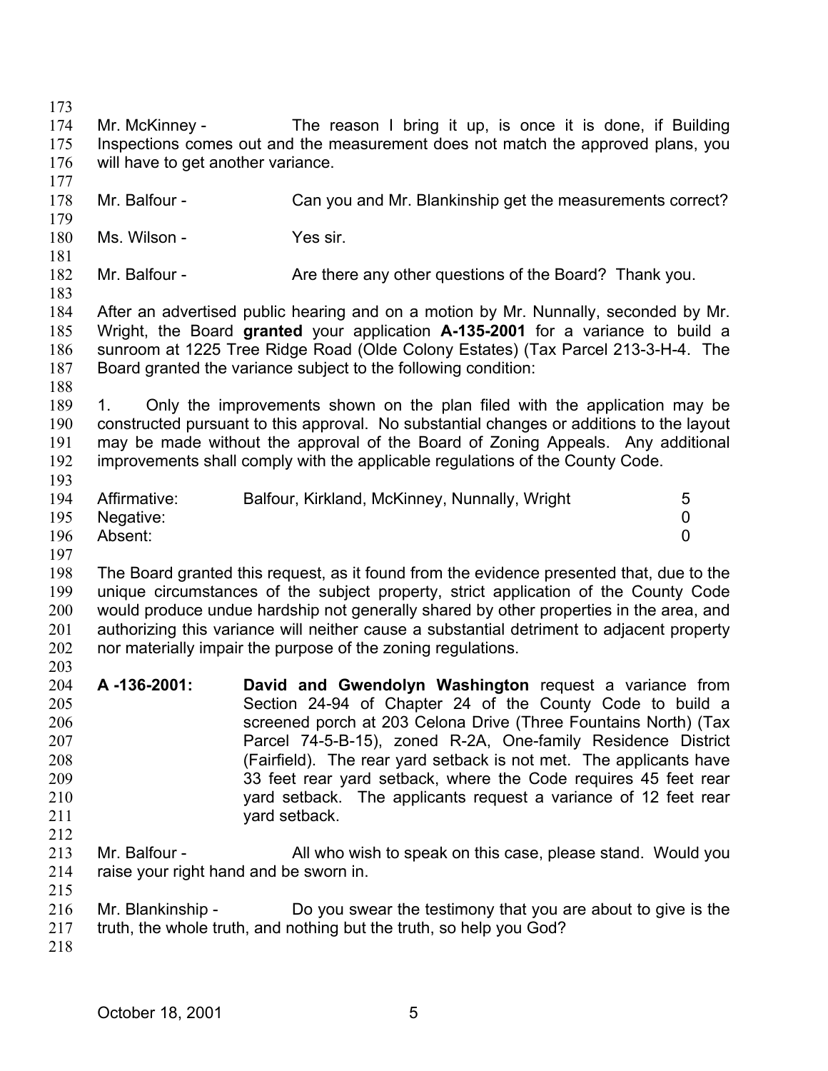Mr. McKinney - The reason I bring it up, is once it is done, if Building Inspections comes out and the measurement does not match the approved plans, you will have to get another variance.

Mr. Balfour - Can you and Mr. Blankinship get the measurements correct?

Ms. Wilson - Yes sir.

Mr. Balfour - Are there any other questions of the Board? Thank you.

After an advertised public hearing and on a motion by Mr. Nunnally, seconded by Mr. Wright, the Board **granted** your application **A-135-2001** for a variance to build a sunroom at 1225 Tree Ridge Road (Olde Colony Estates) (Tax Parcel 213-3-H-4. The Board granted the variance subject to the following condition:

1. Only the improvements shown on the plan filed with the application may be constructed pursuant to this approval. No substantial changes or additions to the layout may be made without the approval of the Board of Zoning Appeals. Any additional improvements shall comply with the applicable regulations of the County Code.

| | | |
|---|---|---|
| Affirmative: | Balfour, Kirkland, McKinney, Nunnally, Wright | 5 |
| Negative: | | 0 |
| Absent: | | 0 |

The Board granted this request, as it found from the evidence presented that, due to the unique circumstances of the subject property, strict application of the County Code would produce undue hardship not generally shared by other properties in the area, and authorizing this variance will neither cause a substantial detriment to adjacent property nor materially impair the purpose of the zoning regulations.

**A -136-2001:** **David and Gwendolyn Washington** request a variance from Section 24-94 of Chapter 24 of the County Code to build a screened porch at 203 Celona Drive (Three Fountains North) (Tax Parcel 74-5-B-15), zoned R-2A, One-family Residence District (Fairfield). The rear yard setback is not met. The applicants have 33 feet rear yard setback, where the Code requires 45 feet rear yard setback. The applicants request a variance of 12 feet rear yard setback.

Mr. Balfour - All who wish to speak on this case, please stand. Would you raise your right hand and be sworn in.

Mr. Blankinship - Do you swear the testimony that you are about to give is the truth, the whole truth, and nothing but the truth, so help you God?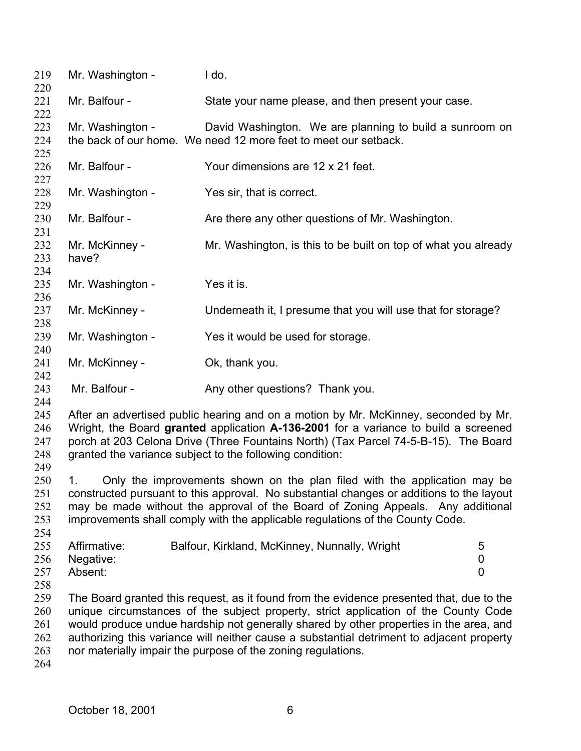Mr. Washington - I do.

Mr. Balfour - State your name please, and then present your case.

Mr. Washington - David Washington. We are planning to build a sunroom on the back of our home. We need 12 more feet to meet our setback.

Mr. Balfour - Your dimensions are 12 x 21 feet.

Mr. Washington - Yes sir, that is correct.

Mr. Balfour - Are there any other questions of Mr. Washington.

Mr. McKinney - Mr. Washington, is this to be built on top of what you already have?

Mr. Washington - Yes it is.

Mr. McKinney - Underneath it, I presume that you will use that for storage?

Mr. Washington - Yes it would be used for storage.

Mr. McKinney - Ok, thank you.

Mr. Balfour - Any other questions? Thank you.

After an advertised public hearing and on a motion by Mr. McKinney, seconded by Mr. Wright, the Board **granted** application **A-136-2001** for a variance to build a screened porch at 203 Celona Drive (Three Fountains North) (Tax Parcel 74-5-B-15). The Board granted the variance subject to the following condition:

1. Only the improvements shown on the plan filed with the application may be constructed pursuant to this approval. No substantial changes or additions to the layout may be made without the approval of the Board of Zoning Appeals. Any additional improvements shall comply with the applicable regulations of the County Code.

| | | |
|---|---|---|
| Affirmative: | Balfour, Kirkland, McKinney, Nunnally, Wright | 5 |
| Negative: | | 0 |
| Absent: | | 0 |

The Board granted this request, as it found from the evidence presented that, due to the unique circumstances of the subject property, strict application of the County Code would produce undue hardship not generally shared by other properties in the area, and authorizing this variance will neither cause a substantial detriment to adjacent property nor materially impair the purpose of the zoning regulations.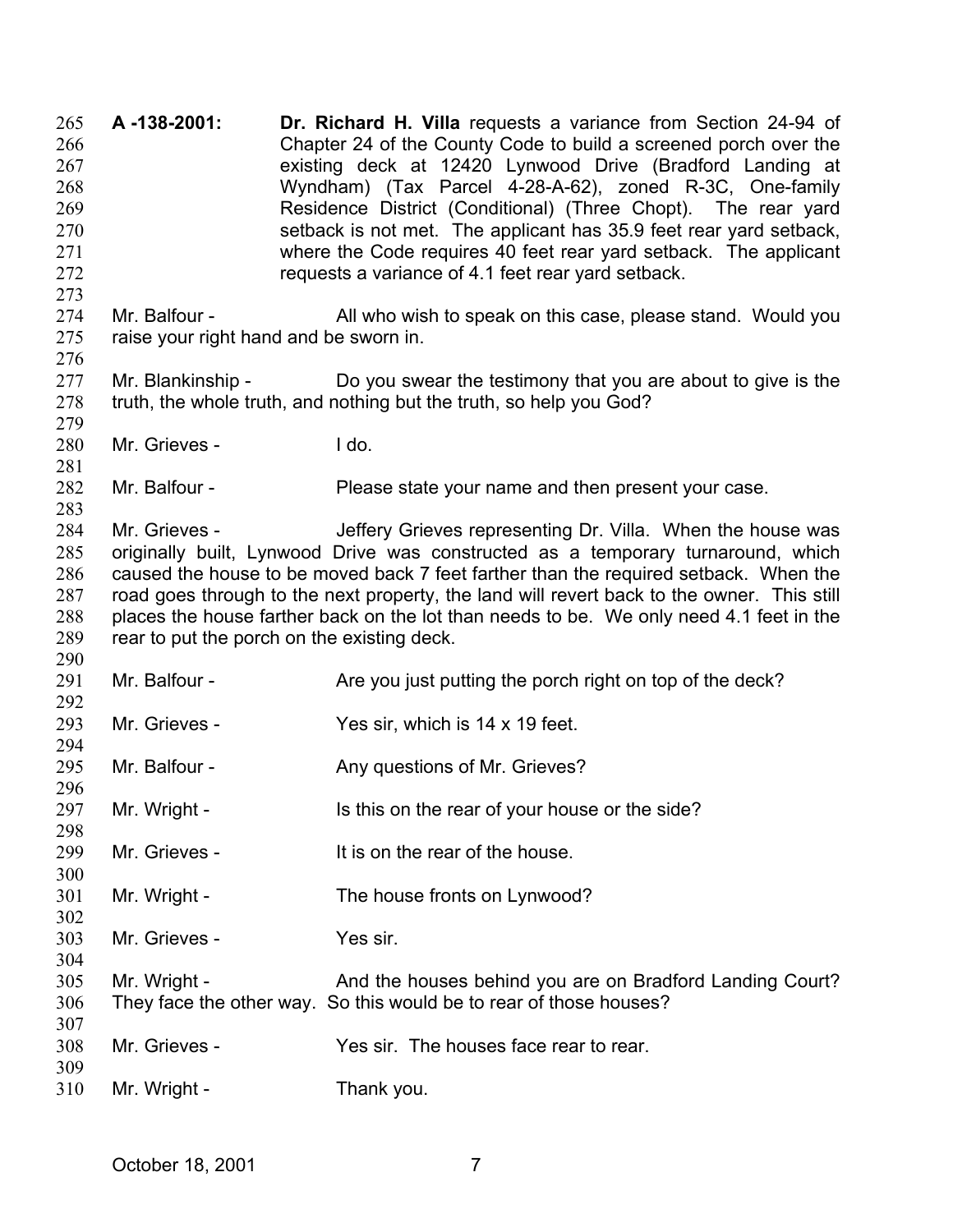**A -138-2001:** **Dr. Richard H. Villa** requests a variance from Section 24-94 of Chapter 24 of the County Code to build a screened porch over the existing deck at 12420 Lynwood Drive (Bradford Landing at Wyndham) (Tax Parcel 4-28-A-62), zoned R-3C, One-family Residence District (Conditional) (Three Chopt). The rear yard setback is not met. The applicant has 35.9 feet rear yard setback, where the Code requires 40 feet rear yard setback. The applicant requests a variance of 4.1 feet rear yard setback.

Mr. Balfour - All who wish to speak on this case, please stand. Would you raise your right hand and be sworn in.

Mr. Blankinship - Do you swear the testimony that you are about to give is the truth, the whole truth, and nothing but the truth, so help you God?

Mr. Grieves - I do.

Mr. Balfour - Please state your name and then present your case.

Mr. Grieves - Jeffery Grieves representing Dr. Villa. When the house was originally built, Lynwood Drive was constructed as a temporary turnaround, which caused the house to be moved back 7 feet farther than the required setback. When the road goes through to the next property, the land will revert back to the owner. This still places the house farther back on the lot than needs to be. We only need 4.1 feet in the rear to put the porch on the existing deck.

Mr. Balfour - Are you just putting the porch right on top of the deck?

Mr. Grieves - Yes sir, which is 14 x 19 feet.

Mr. Balfour - Any questions of Mr. Grieves?

Mr. Wright - Is this on the rear of your house or the side?

Mr. Grieves - It is on the rear of the house.

Mr. Wright - The house fronts on Lynwood?

Mr. Grieves - Yes sir.

Mr. Wright - And the houses behind you are on Bradford Landing Court? They face the other way. So this would be to rear of those houses?

Mr. Grieves - Yes sir. The houses face rear to rear.

Mr. Wright - Thank you.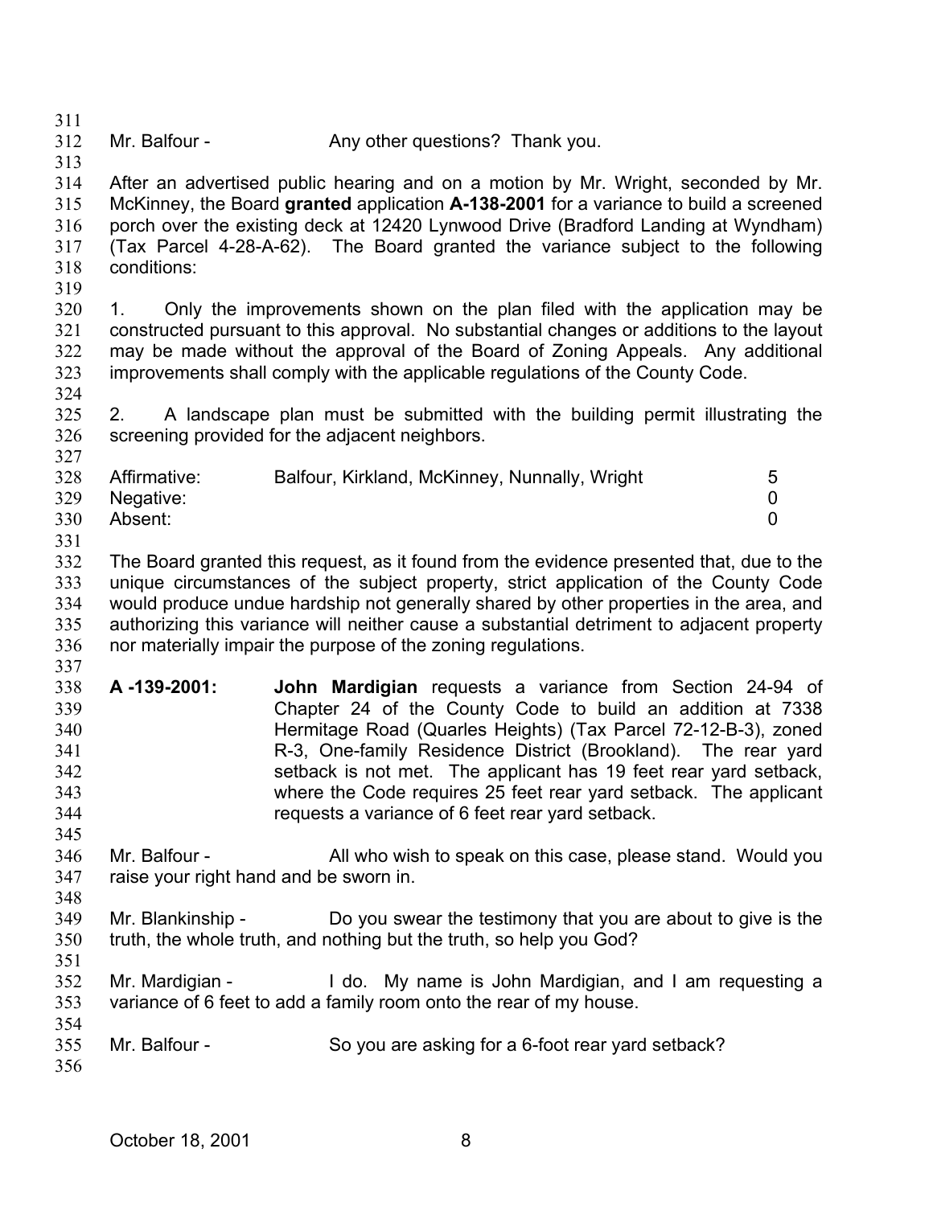Mr. Balfour - Any other questions? Thank you.

After an advertised public hearing and on a motion by Mr. Wright, seconded by Mr. McKinney, the Board **granted** application **A-138-2001** for a variance to build a screened porch over the existing deck at 12420 Lynwood Drive (Bradford Landing at Wyndham) (Tax Parcel 4-28-A-62). The Board granted the variance subject to the following conditions:

1. Only the improvements shown on the plan filed with the application may be constructed pursuant to this approval. No substantial changes or additions to the layout may be made without the approval of the Board of Zoning Appeals. Any additional improvements shall comply with the applicable regulations of the County Code.

2. A landscape plan must be submitted with the building permit illustrating the screening provided for the adjacent neighbors.

| | | |
|---|---|---|
| Affirmative: | Balfour, Kirkland, McKinney, Nunnally, Wright | 5 |
| Negative: | | 0 |
| Absent: | | 0 |

The Board granted this request, as it found from the evidence presented that, due to the unique circumstances of the subject property, strict application of the County Code would produce undue hardship not generally shared by other properties in the area, and authorizing this variance will neither cause a substantial detriment to adjacent property nor materially impair the purpose of the zoning regulations.

**A -139-2001:** **John Mardigian** requests a variance from Section 24-94 of Chapter 24 of the County Code to build an addition at 7338 Hermitage Road (Quarles Heights) (Tax Parcel 72-12-B-3), zoned R-3, One-family Residence District (Brookland). The rear yard setback is not met. The applicant has 19 feet rear yard setback, where the Code requires 25 feet rear yard setback. The applicant requests a variance of 6 feet rear yard setback.

Mr. Balfour - All who wish to speak on this case, please stand. Would you raise your right hand and be sworn in.

Mr. Blankinship - Do you swear the testimony that you are about to give is the truth, the whole truth, and nothing but the truth, so help you God?

Mr. Mardigian - I do. My name is John Mardigian, and I am requesting a variance of 6 feet to add a family room onto the rear of my house.

Mr. Balfour - So you are asking for a 6-foot rear yard setback?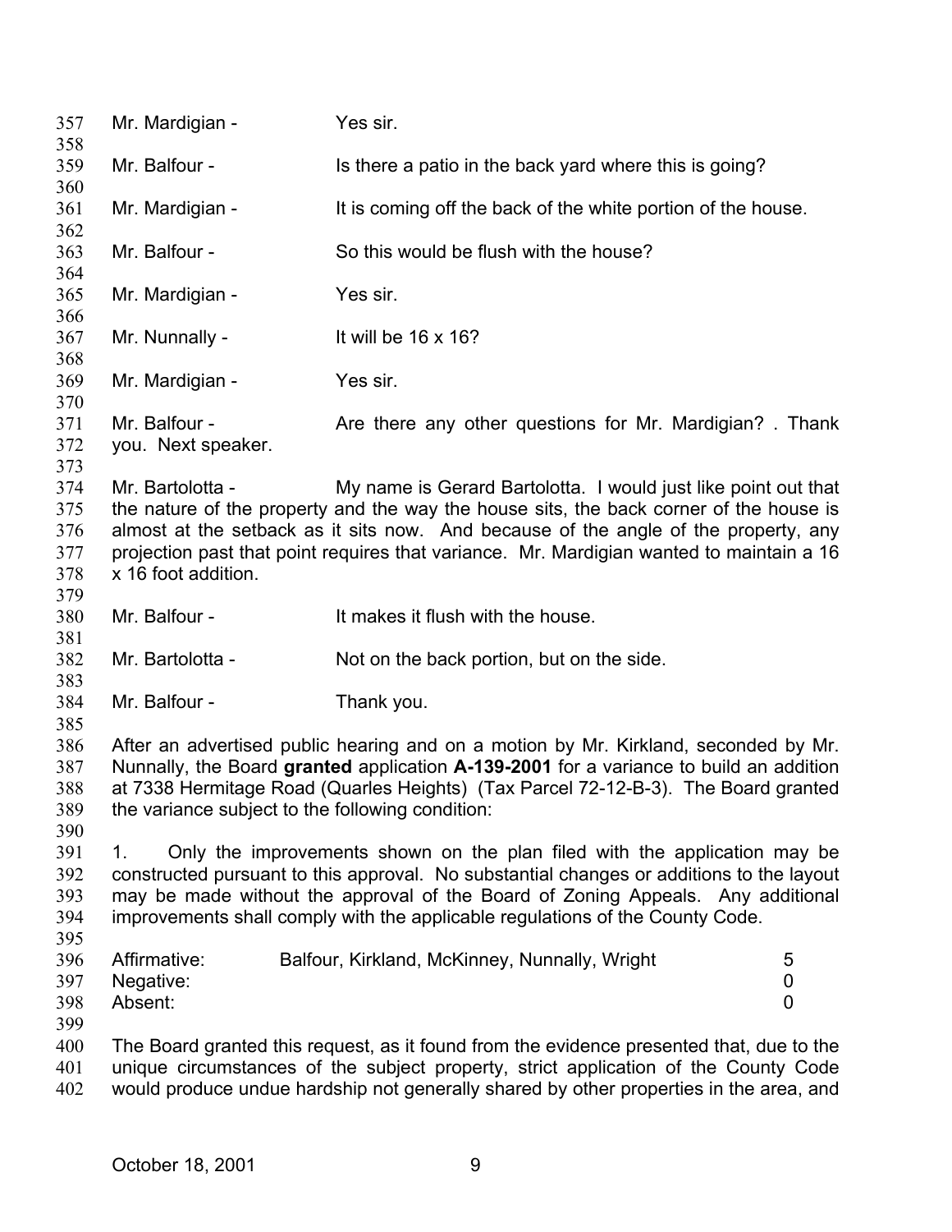Mr. Mardigian - Yes sir.

Mr. Balfour - Is there a patio in the back yard where this is going?

Mr. Mardigian - It is coming off the back of the white portion of the house.

Mr. Balfour - So this would be flush with the house?

Mr. Mardigian - Yes sir.

Mr. Nunnally - It will be 16 x 16?

Mr. Mardigian - Yes sir.

Mr. Balfour - Are there any other questions for Mr. Mardigian? . Thank you. Next speaker.

Mr. Bartolotta - My name is Gerard Bartolotta. I would just like point out that the nature of the property and the way the house sits, the back corner of the house is almost at the setback as it sits now. And because of the angle of the property, any projection past that point requires that variance. Mr. Mardigian wanted to maintain a 16 x 16 foot addition.

Mr. Balfour - It makes it flush with the house.

Mr. Bartolotta - Not on the back portion, but on the side.

Mr. Balfour - Thank you.

After an advertised public hearing and on a motion by Mr. Kirkland, seconded by Mr. Nunnally, the Board **granted** application **A-139-2001** for a variance to build an addition at 7338 Hermitage Road (Quarles Heights) (Tax Parcel 72-12-B-3). The Board granted the variance subject to the following condition:

1. Only the improvements shown on the plan filed with the application may be constructed pursuant to this approval. No substantial changes or additions to the layout may be made without the approval of the Board of Zoning Appeals. Any additional improvements shall comply with the applicable regulations of the County Code.

| | | |
|---|---|---|
| Affirmative: | Balfour, Kirkland, McKinney, Nunnally, Wright | 5 |
| Negative: | | 0 |
| Absent: | | 0 |

The Board granted this request, as it found from the evidence presented that, due to the unique circumstances of the subject property, strict application of the County Code would produce undue hardship not generally shared by other properties in the area, and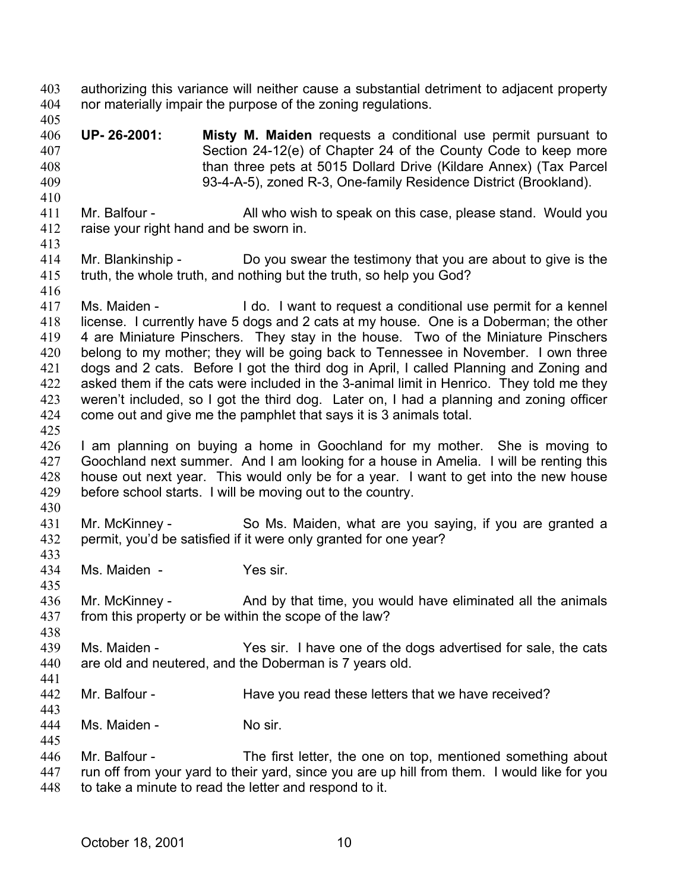authorizing this variance will neither cause a substantial detriment to adjacent property nor materially impair the purpose of the zoning regulations.

**UP- 26-2001:** **Misty M. Maiden** requests a conditional use permit pursuant to Section 24-12(e) of Chapter 24 of the County Code to keep more than three pets at 5015 Dollard Drive (Kildare Annex) (Tax Parcel 93-4-A-5), zoned R-3, One-family Residence District (Brookland).

Mr. Balfour - All who wish to speak on this case, please stand. Would you raise your right hand and be sworn in.

Mr. Blankinship - Do you swear the testimony that you are about to give is the truth, the whole truth, and nothing but the truth, so help you God?

Ms. Maiden - I do. I want to request a conditional use permit for a kennel license. I currently have 5 dogs and 2 cats at my house. One is a Doberman; the other 4 are Miniature Pinschers. They stay in the house. Two of the Miniature Pinschers belong to my mother; they will be going back to Tennessee in November. I own three dogs and 2 cats. Before I got the third dog in April, I called Planning and Zoning and asked them if the cats were included in the 3-animal limit in Henrico. They told me they weren't included, so I got the third dog. Later on, I had a planning and zoning officer come out and give me the pamphlet that says it is 3 animals total.

I am planning on buying a home in Goochland for my mother. She is moving to Goochland next summer. And I am looking for a house in Amelia. I will be renting this house out next year. This would only be for a year. I want to get into the new house before school starts. I will be moving out to the country.

Mr. McKinney - So Ms. Maiden, what are you saying, if you are granted a permit, you'd be satisfied if it were only granted for one year?

Ms. Maiden - Yes sir.

Mr. McKinney - And by that time, you would have eliminated all the animals from this property or be within the scope of the law?

Ms. Maiden - Yes sir. I have one of the dogs advertised for sale, the cats are old and neutered, and the Doberman is 7 years old.

Mr. Balfour - Have you read these letters that we have received?

Ms. Maiden - No sir.

Mr. Balfour - The first letter, the one on top, mentioned something about run off from your yard to their yard, since you are up hill from them. I would like for you to take a minute to read the letter and respond to it.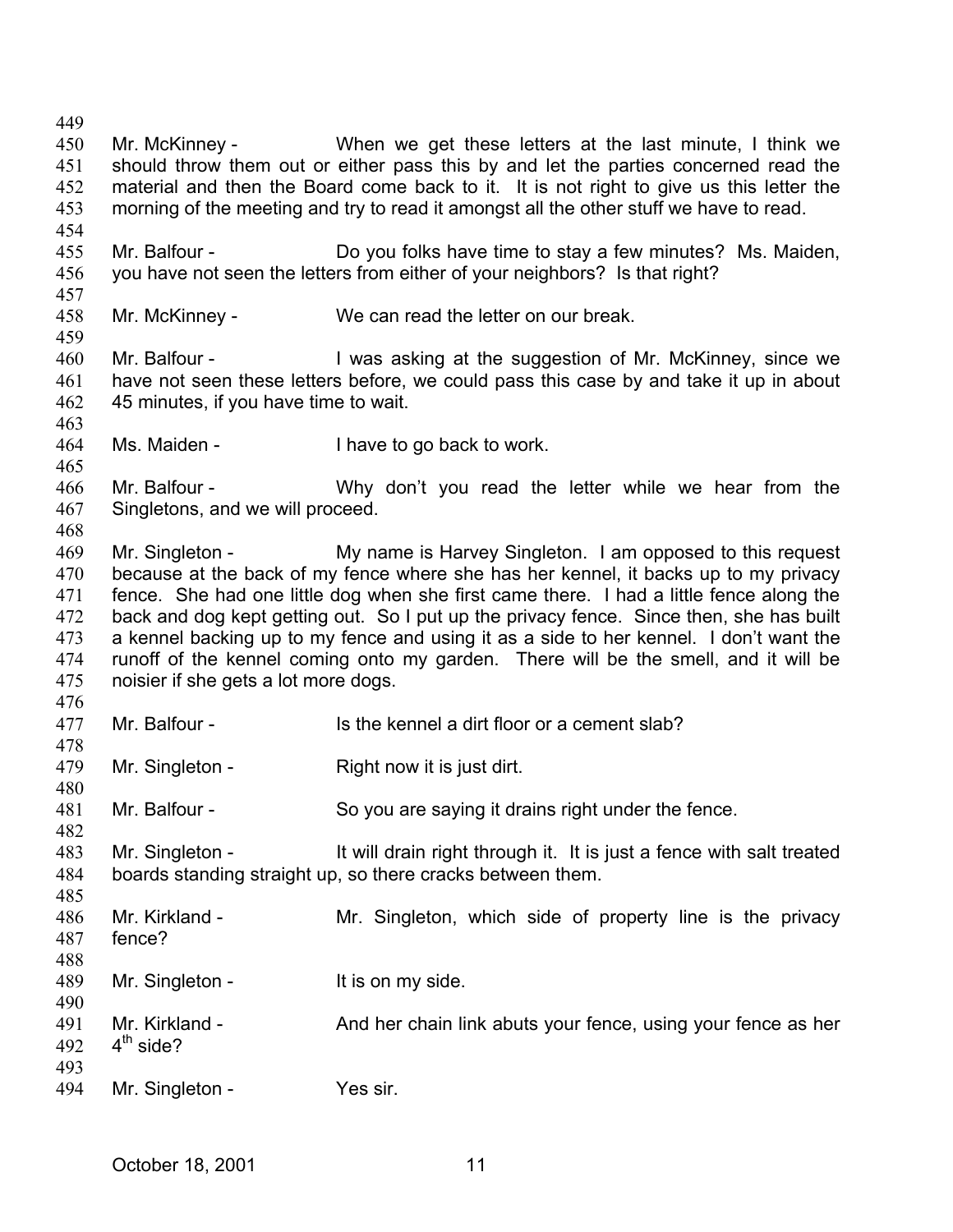Mr. McKinney - When we get these letters at the last minute, I think we should throw them out or either pass this by and let the parties concerned read the material and then the Board come back to it. It is not right to give us this letter the morning of the meeting and try to read it amongst all the other stuff we have to read.

Mr. Balfour - Do you folks have time to stay a few minutes? Ms. Maiden, you have not seen the letters from either of your neighbors? Is that right?

Mr. McKinney - We can read the letter on our break.

Mr. Balfour - I was asking at the suggestion of Mr. McKinney, since we have not seen these letters before, we could pass this case by and take it up in about 45 minutes, if you have time to wait.

Ms. Maiden - I have to go back to work.

Mr. Balfour - Why don't you read the letter while we hear from the Singletons, and we will proceed.

Mr. Singleton - My name is Harvey Singleton. I am opposed to this request because at the back of my fence where she has her kennel, it backs up to my privacy fence. She had one little dog when she first came there. I had a little fence along the back and dog kept getting out. So I put up the privacy fence. Since then, she has built a kennel backing up to my fence and using it as a side to her kennel. I don't want the runoff of the kennel coming onto my garden. There will be the smell, and it will be noisier if she gets a lot more dogs.

Mr. Balfour - Is the kennel a dirt floor or a cement slab?

Mr. Singleton - Right now it is just dirt.

Mr. Balfour - So you are saying it drains right under the fence.

Mr. Singleton - It will drain right through it. It is just a fence with salt treated boards standing straight up, so there cracks between them.

Mr. Kirkland - Mr. Singleton, which side of property line is the privacy fence?

Mr. Singleton - It is on my side.

Mr. Kirkland - And her chain link abuts your fence, using your fence as her 4th side?

Mr. Singleton - Yes sir.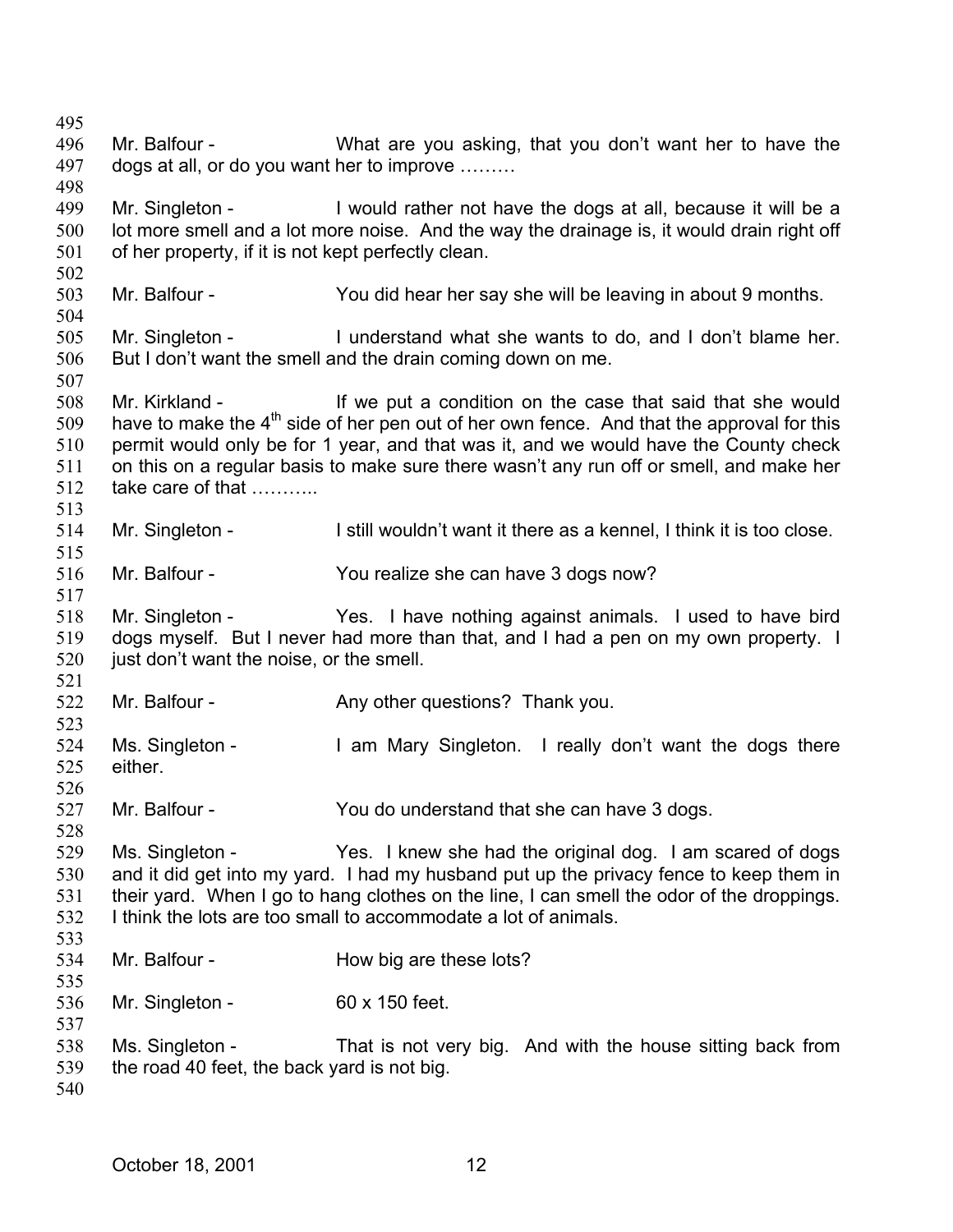Mr. Balfour - What are you asking, that you don't want her to have the dogs at all, or do you want her to improve ………

Mr. Singleton - I would rather not have the dogs at all, because it will be a lot more smell and a lot more noise. And the way the drainage is, it would drain right off of her property, if it is not kept perfectly clean.

Mr. Balfour - You did hear her say she will be leaving in about 9 months.

Mr. Singleton - I understand what she wants to do, and I don't blame her. But I don't want the smell and the drain coming down on me.

Mr. Kirkland - If we put a condition on the case that said that she would have to make the 4th side of her pen out of her own fence. And that the approval for this permit would only be for 1 year, and that was it, and we would have the County check on this on a regular basis to make sure there wasn't any run off or smell, and make her take care of that ………..

Mr. Singleton - I still wouldn't want it there as a kennel, I think it is too close.

Mr. Balfour - You realize she can have 3 dogs now?

Mr. Singleton - Yes. I have nothing against animals. I used to have bird dogs myself. But I never had more than that, and I had a pen on my own property. I just don't want the noise, or the smell.

Mr. Balfour - Any other questions? Thank you.

Ms. Singleton - I am Mary Singleton. I really don't want the dogs there either.

Mr. Balfour - You do understand that she can have 3 dogs.

Ms. Singleton - Yes. I knew she had the original dog. I am scared of dogs and it did get into my yard. I had my husband put up the privacy fence to keep them in their yard. When I go to hang clothes on the line, I can smell the odor of the droppings. I think the lots are too small to accommodate a lot of animals.

Mr. Balfour - How big are these lots?

Mr. Singleton - 60 x 150 feet.

Ms. Singleton - That is not very big. And with the house sitting back from the road 40 feet, the back yard is not big.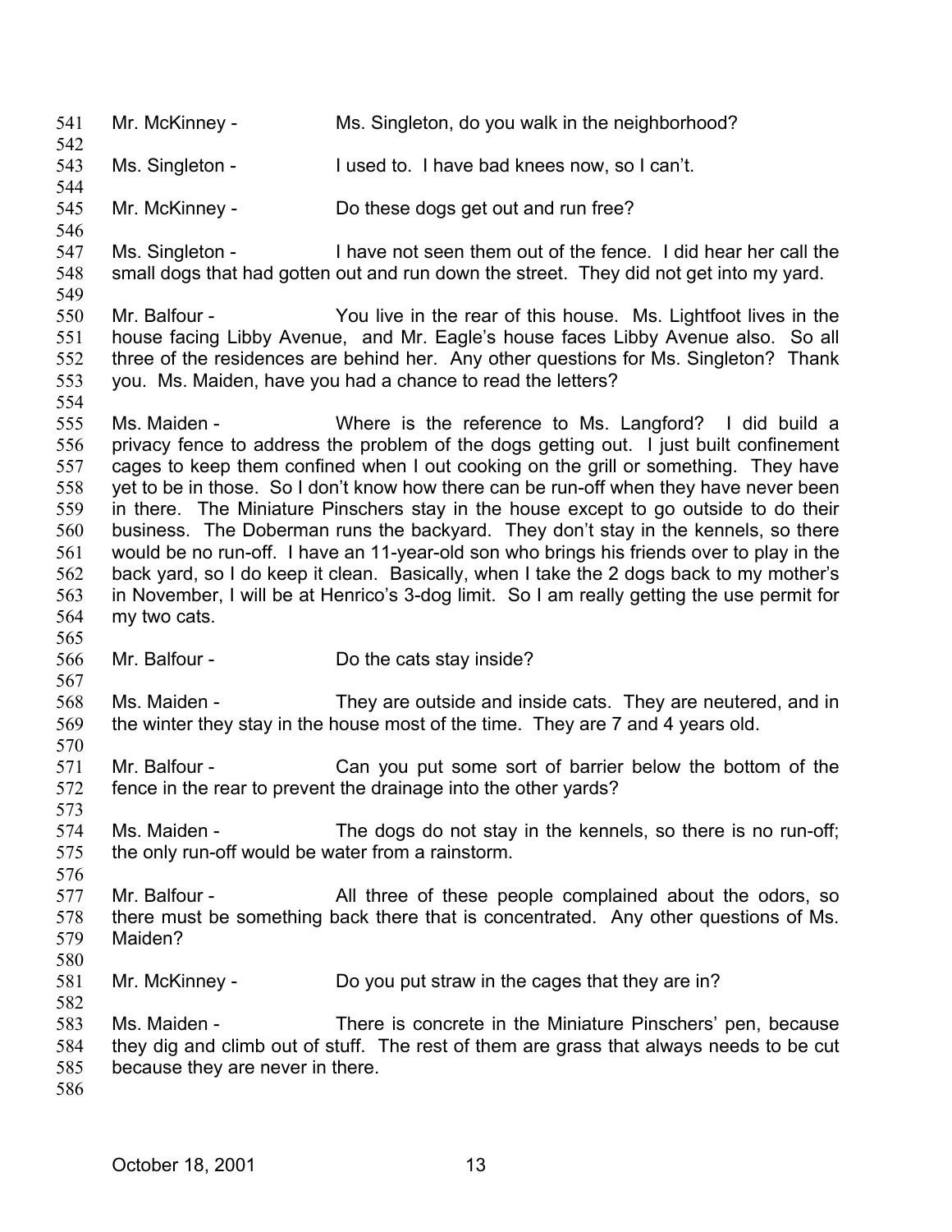Mr. McKinney - Ms. Singleton, do you walk in the neighborhood?

Ms. Singleton - I used to. I have bad knees now, so I can't.

Mr. McKinney - Do these dogs get out and run free?

Ms. Singleton - I have not seen them out of the fence. I did hear her call the small dogs that had gotten out and run down the street. They did not get into my yard.

Mr. Balfour - You live in the rear of this house. Ms. Lightfoot lives in the house facing Libby Avenue, and Mr. Eagle's house faces Libby Avenue also. So all three of the residences are behind her. Any other questions for Ms. Singleton? Thank you. Ms. Maiden, have you had a chance to read the letters?

Ms. Maiden - Where is the reference to Ms. Langford? I did build a privacy fence to address the problem of the dogs getting out. I just built confinement cages to keep them confined when I out cooking on the grill or something. They have yet to be in those. So I don't know how there can be run-off when they have never been in there. The Miniature Pinschers stay in the house except to go outside to do their business. The Doberman runs the backyard. They don't stay in the kennels, so there would be no run-off. I have an 11-year-old son who brings his friends over to play in the back yard, so I do keep it clean. Basically, when I take the 2 dogs back to my mother's in November, I will be at Henrico's 3-dog limit. So I am really getting the use permit for my two cats.

Mr. Balfour - Do the cats stay inside?

Ms. Maiden - They are outside and inside cats. They are neutered, and in the winter they stay in the house most of the time. They are 7 and 4 years old.

Mr. Balfour - Can you put some sort of barrier below the bottom of the fence in the rear to prevent the drainage into the other yards?

Ms. Maiden - The dogs do not stay in the kennels, so there is no run-off; the only run-off would be water from a rainstorm.

Mr. Balfour - All three of these people complained about the odors, so there must be something back there that is concentrated. Any other questions of Ms. Maiden?

Mr. McKinney - Do you put straw in the cages that they are in?

Ms. Maiden - There is concrete in the Miniature Pinschers' pen, because they dig and climb out of stuff. The rest of them are grass that always needs to be cut because they are never in there.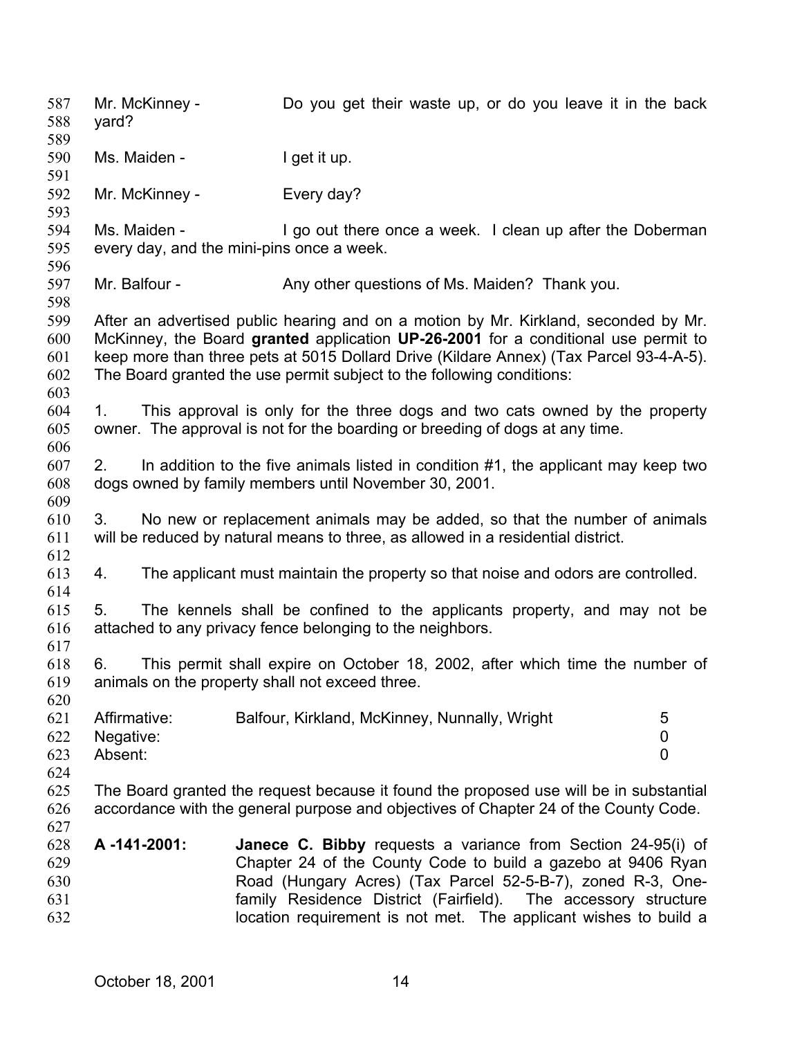Mr. McKinney - Do you get their waste up, or do you leave it in the back yard?

Ms. Maiden - I get it up.

Mr. McKinney - Every day?

Ms. Maiden - I go out there once a week. I clean up after the Doberman every day, and the mini-pins once a week.

Mr. Balfour - Any other questions of Ms. Maiden? Thank you.

After an advertised public hearing and on a motion by Mr. Kirkland, seconded by Mr. McKinney, the Board **granted** application **UP-26-2001** for a conditional use permit to keep more than three pets at 5015 Dollard Drive (Kildare Annex) (Tax Parcel 93-4-A-5). The Board granted the use permit subject to the following conditions:

1. This approval is only for the three dogs and two cats owned by the property owner. The approval is not for the boarding or breeding of dogs at any time.

2. In addition to the five animals listed in condition #1, the applicant may keep two dogs owned by family members until November 30, 2001.

3. No new or replacement animals may be added, so that the number of animals will be reduced by natural means to three, as allowed in a residential district.

4. The applicant must maintain the property so that noise and odors are controlled.

5. The kennels shall be confined to the applicants property, and may not be attached to any privacy fence belonging to the neighbors.

6. This permit shall expire on October 18, 2002, after which time the number of animals on the property shall not exceed three.

| | | |
|---|---|---|
| Affirmative: | Balfour, Kirkland, McKinney, Nunnally, Wright | 5 |
| Negative: | | 0 |
| Absent: | | 0 |

The Board granted the request because it found the proposed use will be in substantial accordance with the general purpose and objectives of Chapter 24 of the County Code.

**A -141-2001:** **Janece C. Bibby** requests a variance from Section 24-95(i) of Chapter 24 of the County Code to build a gazebo at 9406 Ryan Road (Hungary Acres) (Tax Parcel 52-5-B-7), zoned R-3, One-family Residence District (Fairfield). The accessory structure location requirement is not met. The applicant wishes to build a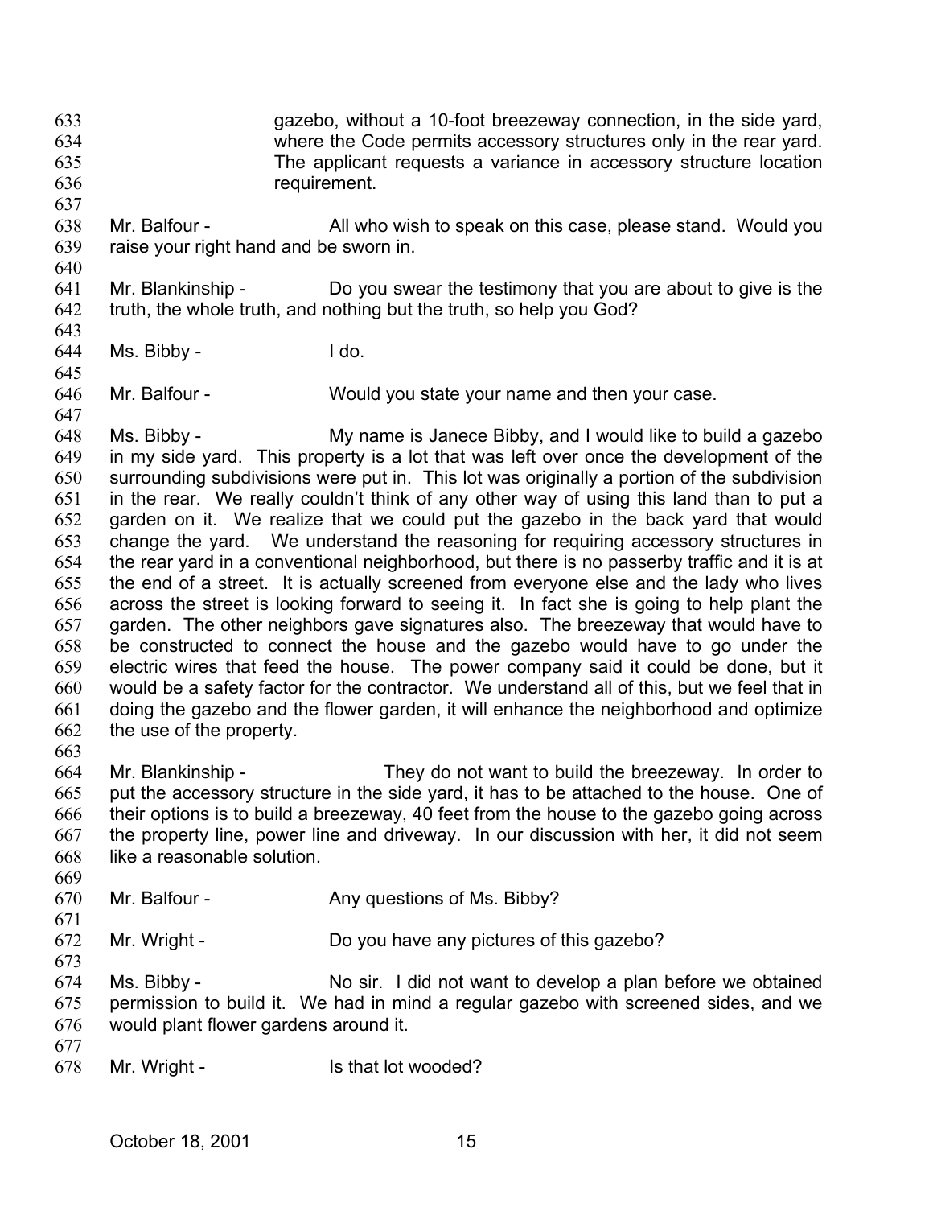gazebo, without a 10-foot breezeway connection, in the side yard, where the Code permits accessory structures only in the rear yard. The applicant requests a variance in accessory structure location requirement.

Mr. Balfour - All who wish to speak on this case, please stand. Would you raise your right hand and be sworn in.

Mr. Blankinship - Do you swear the testimony that you are about to give is the truth, the whole truth, and nothing but the truth, so help you God?

Ms. Bibby - I do.

Mr. Balfour - Would you state your name and then your case.

Ms. Bibby - My name is Janece Bibby, and I would like to build a gazebo in my side yard. This property is a lot that was left over once the development of the surrounding subdivisions were put in. This lot was originally a portion of the subdivision in the rear. We really couldn't think of any other way of using this land than to put a garden on it. We realize that we could put the gazebo in the back yard that would change the yard. We understand the reasoning for requiring accessory structures in the rear yard in a conventional neighborhood, but there is no passerby traffic and it is at the end of a street. It is actually screened from everyone else and the lady who lives across the street is looking forward to seeing it. In fact she is going to help plant the garden. The other neighbors gave signatures also. The breezeway that would have to be constructed to connect the house and the gazebo would have to go under the electric wires that feed the house. The power company said it could be done, but it would be a safety factor for the contractor. We understand all of this, but we feel that in doing the gazebo and the flower garden, it will enhance the neighborhood and optimize the use of the property.

Mr. Blankinship - They do not want to build the breezeway. In order to put the accessory structure in the side yard, it has to be attached to the house. One of their options is to build a breezeway, 40 feet from the house to the gazebo going across the property line, power line and driveway. In our discussion with her, it did not seem like a reasonable solution.

Mr. Balfour - Any questions of Ms. Bibby?

Mr. Wright - Do you have any pictures of this gazebo?

Ms. Bibby - No sir. I did not want to develop a plan before we obtained permission to build it. We had in mind a regular gazebo with screened sides, and we would plant flower gardens around it.

Mr. Wright - Is that lot wooded?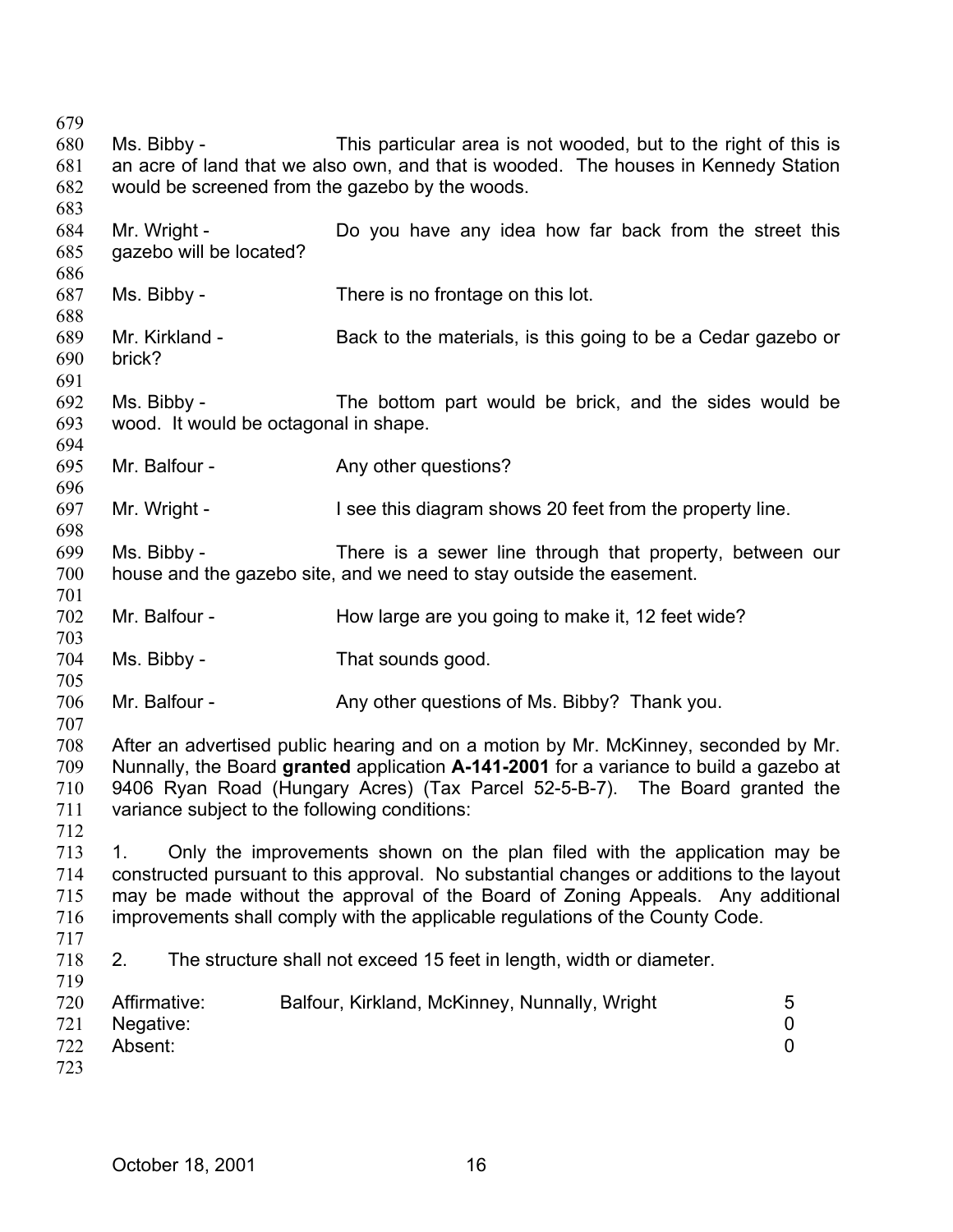Ms. Bibby - This particular area is not wooded, but to the right of this is an acre of land that we also own, and that is wooded. The houses in Kennedy Station would be screened from the gazebo by the woods.

Mr. Wright - Do you have any idea how far back from the street this gazebo will be located?

Ms. Bibby - There is no frontage on this lot.

Mr. Kirkland - Back to the materials, is this going to be a Cedar gazebo or brick?

Ms. Bibby - The bottom part would be brick, and the sides would be wood. It would be octagonal in shape.

Mr. Balfour - Any other questions?

Mr. Wright - I see this diagram shows 20 feet from the property line.

Ms. Bibby - There is a sewer line through that property, between our house and the gazebo site, and we need to stay outside the easement.

Mr. Balfour - How large are you going to make it, 12 feet wide?

Ms. Bibby - That sounds good.

Mr. Balfour - Any other questions of Ms. Bibby? Thank you.

After an advertised public hearing and on a motion by Mr. McKinney, seconded by Mr. Nunnally, the Board **granted** application **A-141-2001** for a variance to build a gazebo at 9406 Ryan Road (Hungary Acres) (Tax Parcel 52-5-B-7). The Board granted the variance subject to the following conditions:

1. Only the improvements shown on the plan filed with the application may be constructed pursuant to this approval. No substantial changes or additions to the layout may be made without the approval of the Board of Zoning Appeals. Any additional improvements shall comply with the applicable regulations of the County Code.

2. The structure shall not exceed 15 feet in length, width or diameter.

| | | |
|---|---|---|
| Affirmative: | Balfour, Kirkland, McKinney, Nunnally, Wright | 5 |
| Negative: | | 0 |
| Absent: | | 0 |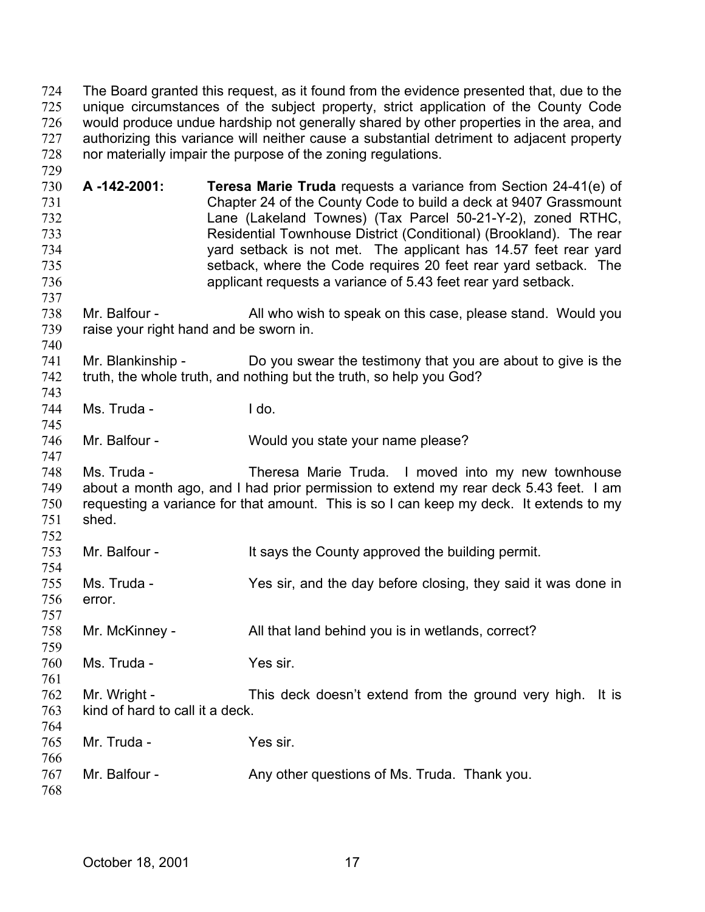The Board granted this request, as it found from the evidence presented that, due to the unique circumstances of the subject property, strict application of the County Code would produce undue hardship not generally shared by other properties in the area, and authorizing this variance will neither cause a substantial detriment to adjacent property nor materially impair the purpose of the zoning regulations.

**A -142-2001:** **Teresa Marie Truda** requests a variance from Section 24-41(e) of Chapter 24 of the County Code to build a deck at 9407 Grassmount Lane (Lakeland Townes) (Tax Parcel 50-21-Y-2), zoned RTHC, Residential Townhouse District (Conditional) (Brookland). The rear yard setback is not met. The applicant has 14.57 feet rear yard setback, where the Code requires 20 feet rear yard setback. The applicant requests a variance of 5.43 feet rear yard setback.

Mr. Balfour - All who wish to speak on this case, please stand. Would you raise your right hand and be sworn in.

Mr. Blankinship - Do you swear the testimony that you are about to give is the truth, the whole truth, and nothing but the truth, so help you God?

Ms. Truda - I do.

Mr. Balfour - Would you state your name please?

Ms. Truda - Theresa Marie Truda. I moved into my new townhouse about a month ago, and I had prior permission to extend my rear deck 5.43 feet. I am requesting a variance for that amount. This is so I can keep my deck. It extends to my shed.

Mr. Balfour - It says the County approved the building permit.

Ms. Truda - Yes sir, and the day before closing, they said it was done in error.

Mr. McKinney - All that land behind you is in wetlands, correct?

Ms. Truda - Yes sir.

Mr. Wright - This deck doesn't extend from the ground very high. It is kind of hard to call it a deck.

Mr. Truda - Yes sir.

Mr. Balfour - Any other questions of Ms. Truda. Thank you.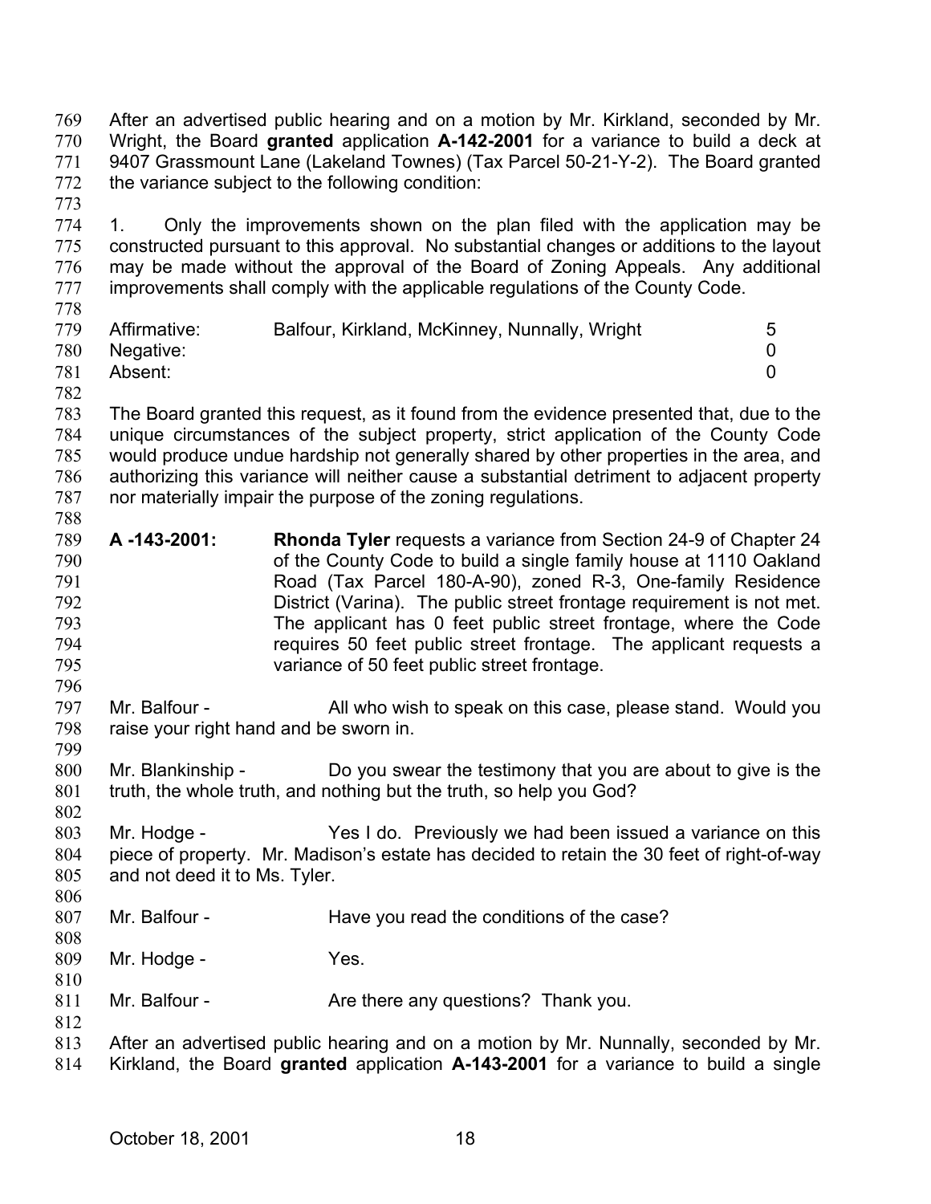After an advertised public hearing and on a motion by Mr. Kirkland, seconded by Mr. Wright, the Board **granted** application **A-142-2001** for a variance to build a deck at 9407 Grassmount Lane (Lakeland Townes) (Tax Parcel 50-21-Y-2). The Board granted the variance subject to the following condition:

1. Only the improvements shown on the plan filed with the application may be constructed pursuant to this approval. No substantial changes or additions to the layout may be made without the approval of the Board of Zoning Appeals. Any additional improvements shall comply with the applicable regulations of the County Code.

| | | |
|---|---|---|
| Affirmative: | Balfour, Kirkland, McKinney, Nunnally, Wright | 5 |
| Negative: | | 0 |
| Absent: | | 0 |

The Board granted this request, as it found from the evidence presented that, due to the unique circumstances of the subject property, strict application of the County Code would produce undue hardship not generally shared by other properties in the area, and authorizing this variance will neither cause a substantial detriment to adjacent property nor materially impair the purpose of the zoning regulations.

**A -143-2001:** **Rhonda Tyler** requests a variance from Section 24-9 of Chapter 24 of the County Code to build a single family house at 1110 Oakland Road (Tax Parcel 180-A-90), zoned R-3, One-family Residence District (Varina). The public street frontage requirement is not met. The applicant has 0 feet public street frontage, where the Code requires 50 feet public street frontage. The applicant requests a variance of 50 feet public street frontage.

Mr. Balfour - All who wish to speak on this case, please stand. Would you raise your right hand and be sworn in.

Mr. Blankinship - Do you swear the testimony that you are about to give is the truth, the whole truth, and nothing but the truth, so help you God?

Mr. Hodge - Yes I do. Previously we had been issued a variance on this piece of property. Mr. Madison's estate has decided to retain the 30 feet of right-of-way and not deed it to Ms. Tyler.

Mr. Balfour - Have you read the conditions of the case?

Mr. Hodge - Yes.

Mr. Balfour - Are there any questions? Thank you.

After an advertised public hearing and on a motion by Mr. Nunnally, seconded by Mr. Kirkland, the Board **granted** application **A-143-2001** for a variance to build a single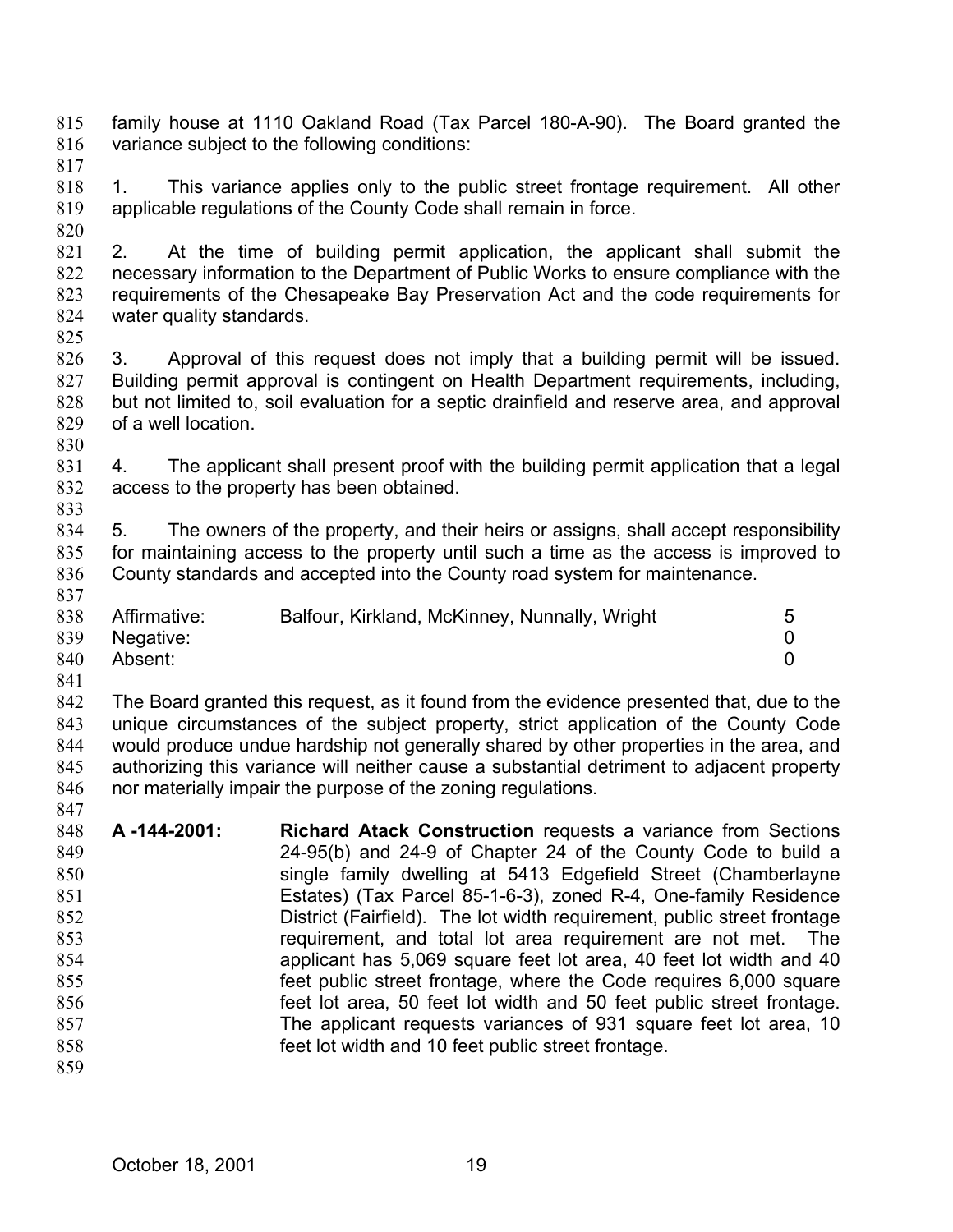family house at 1110 Oakland Road (Tax Parcel 180-A-90). The Board granted the variance subject to the following conditions:

1. This variance applies only to the public street frontage requirement. All other applicable regulations of the County Code shall remain in force.

2. At the time of building permit application, the applicant shall submit the necessary information to the Department of Public Works to ensure compliance with the requirements of the Chesapeake Bay Preservation Act and the code requirements for water quality standards.

3. Approval of this request does not imply that a building permit will be issued. Building permit approval is contingent on Health Department requirements, including, but not limited to, soil evaluation for a septic drainfield and reserve area, and approval of a well location.

4. The applicant shall present proof with the building permit application that a legal access to the property has been obtained.

5. The owners of the property, and their heirs or assigns, shall accept responsibility for maintaining access to the property until such a time as the access is improved to County standards and accepted into the County road system for maintenance.

| | | |
|---|---|---|
| Affirmative: | Balfour, Kirkland, McKinney, Nunnally, Wright | 5 |
| Negative: | | 0 |
| Absent: | | 0 |

The Board granted this request, as it found from the evidence presented that, due to the unique circumstances of the subject property, strict application of the County Code would produce undue hardship not generally shared by other properties in the area, and authorizing this variance will neither cause a substantial detriment to adjacent property nor materially impair the purpose of the zoning regulations.

**A -144-2001:** **Richard Atack Construction** requests a variance from Sections 24-95(b) and 24-9 of Chapter 24 of the County Code to build a single family dwelling at 5413 Edgefield Street (Chamberlayne Estates) (Tax Parcel 85-1-6-3), zoned R-4, One-family Residence District (Fairfield). The lot width requirement, public street frontage requirement, and total lot area requirement are not met. The applicant has 5,069 square feet lot area, 40 feet lot width and 40 feet public street frontage, where the Code requires 6,000 square feet lot area, 50 feet lot width and 50 feet public street frontage. The applicant requests variances of 931 square feet lot area, 10 feet lot width and 10 feet public street frontage.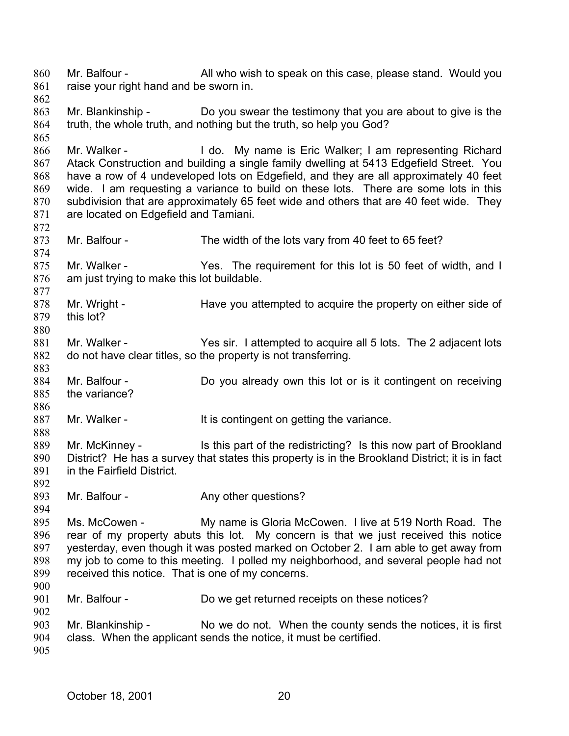Mr. Balfour - All who wish to speak on this case, please stand. Would you raise your right hand and be sworn in.

Mr. Blankinship - Do you swear the testimony that you are about to give is the truth, the whole truth, and nothing but the truth, so help you God?

Mr. Walker - I do. My name is Eric Walker; I am representing Richard Atack Construction and building a single family dwelling at 5413 Edgefield Street. You have a row of 4 undeveloped lots on Edgefield, and they are all approximately 40 feet wide. I am requesting a variance to build on these lots. There are some lots in this subdivision that are approximately 65 feet wide and others that are 40 feet wide. They are located on Edgefield and Tamiani.

Mr. Balfour - The width of the lots vary from 40 feet to 65 feet?

Mr. Walker - Yes. The requirement for this lot is 50 feet of width, and I am just trying to make this lot buildable.

Mr. Wright - Have you attempted to acquire the property on either side of this lot?

Mr. Walker - Yes sir. I attempted to acquire all 5 lots. The 2 adjacent lots do not have clear titles, so the property is not transferring.

Mr. Balfour - Do you already own this lot or is it contingent on receiving the variance?

Mr. Walker - It is contingent on getting the variance.

Mr. McKinney - Is this part of the redistricting? Is this now part of Brookland District? He has a survey that states this property is in the Brookland District; it is in fact in the Fairfield District.

Mr. Balfour - Any other questions?

Ms. McCowen - My name is Gloria McCowen. I live at 519 North Road. The rear of my property abuts this lot. My concern is that we just received this notice yesterday, even though it was posted marked on October 2. I am able to get away from my job to come to this meeting. I polled my neighborhood, and several people had not received this notice. That is one of my concerns.

Mr. Balfour - Do we get returned receipts on these notices?

Mr. Blankinship - No we do not. When the county sends the notices, it is first class. When the applicant sends the notice, it must be certified.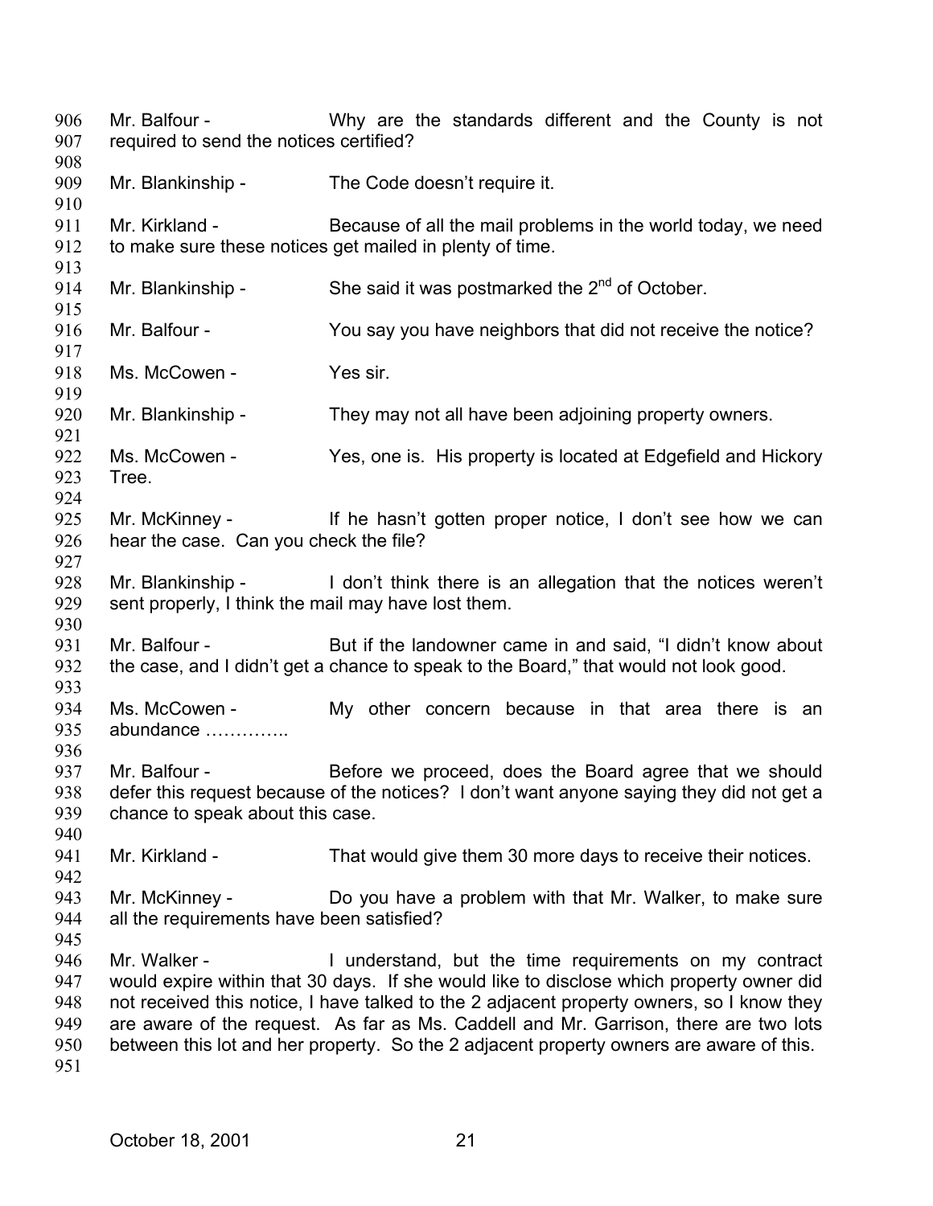Mr. Balfour - Why are the standards different and the County is not required to send the notices certified?

Mr. Blankinship - The Code doesn't require it.

Mr. Kirkland - Because of all the mail problems in the world today, we need to make sure these notices get mailed in plenty of time.

Mr. Blankinship - She said it was postmarked the 2nd of October.

Mr. Balfour - You say you have neighbors that did not receive the notice?

Ms. McCowen - Yes sir.

Mr. Blankinship - They may not all have been adjoining property owners.

Ms. McCowen - Yes, one is. His property is located at Edgefield and Hickory Tree.

Mr. McKinney - If he hasn't gotten proper notice, I don't see how we can hear the case. Can you check the file?

Mr. Blankinship - I don't think there is an allegation that the notices weren't sent properly, I think the mail may have lost them.

Mr. Balfour - But if the landowner came in and said, "I didn't know about the case, and I didn't get a chance to speak to the Board," that would not look good.

Ms. McCowen - My other concern because in that area there is an abundance …………..

Mr. Balfour - Before we proceed, does the Board agree that we should defer this request because of the notices? I don't want anyone saying they did not get a chance to speak about this case.

Mr. Kirkland - That would give them 30 more days to receive their notices.

Mr. McKinney - Do you have a problem with that Mr. Walker, to make sure all the requirements have been satisfied?

Mr. Walker - I understand, but the time requirements on my contract would expire within that 30 days. If she would like to disclose which property owner did not received this notice, I have talked to the 2 adjacent property owners, so I know they are aware of the request. As far as Ms. Caddell and Mr. Garrison, there are two lots between this lot and her property. So the 2 adjacent property owners are aware of this.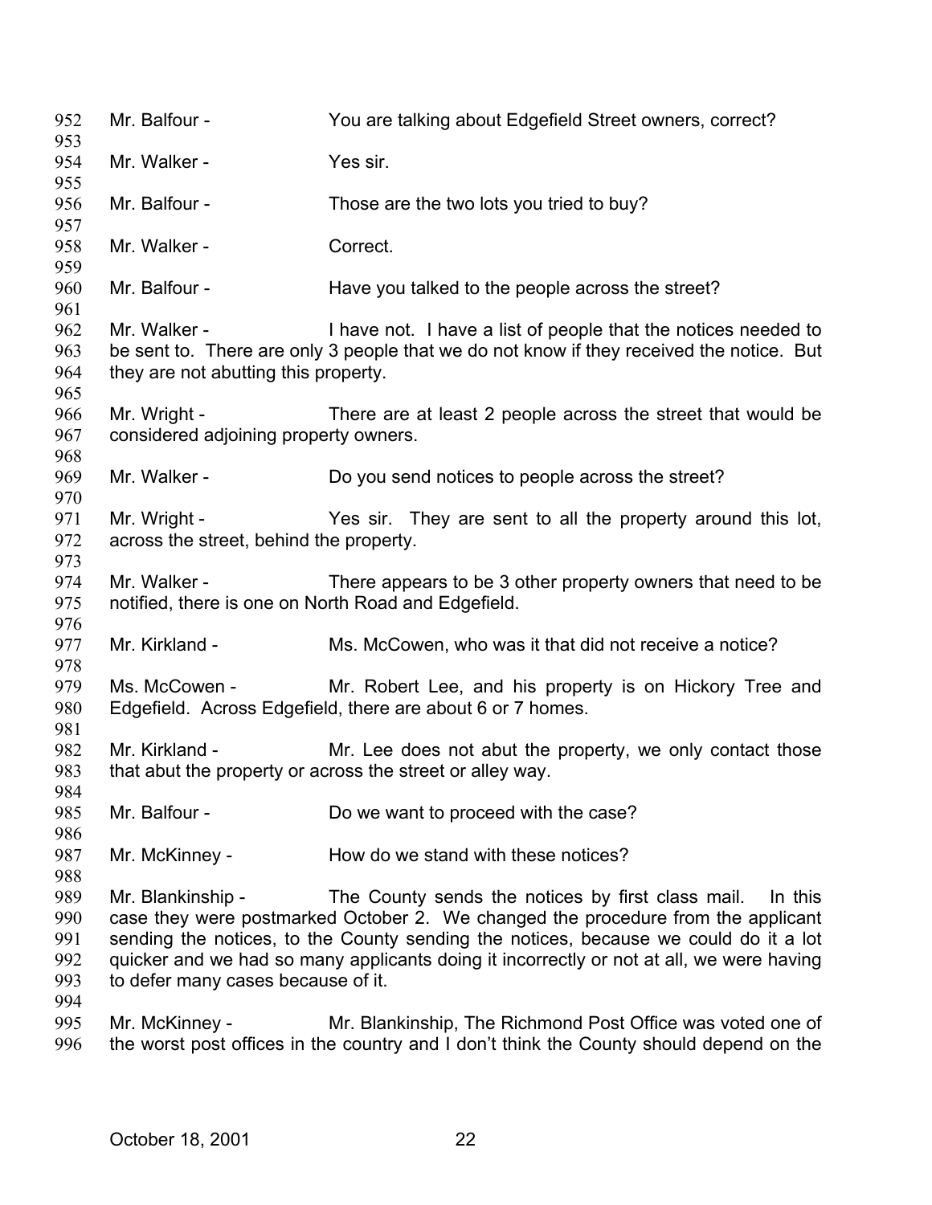952 Mr. Balfour - You are talking about Edgefield Street owners, correct?

954 Mr. Walker - Yes sir.

956 Mr. Balfour - Those are the two lots you tried to buy?

958 Mr. Walker - Correct.

960 Mr. Balfour - Have you talked to the people across the street?

962 Mr. Walker - I have not. I have a list of people that the notices needed to
963 be sent to. There are only 3 people that we do not know if they received the notice. But
964 they are not abutting this property.

966 Mr. Wright - There are at least 2 people across the street that would be
967 considered adjoining property owners.

969 Mr. Walker - Do you send notices to people across the street?

971 Mr. Wright - Yes sir. They are sent to all the property around this lot,
972 across the street, behind the property.

974 Mr. Walker - There appears to be 3 other property owners that need to be
975 notified, there is one on North Road and Edgefield.

977 Mr. Kirkland - Ms. McCowen, who was it that did not receive a notice?

979 Ms. McCowen - Mr. Robert Lee, and his property is on Hickory Tree and
980 Edgefield. Across Edgefield, there are about 6 or 7 homes.

982 Mr. Kirkland - Mr. Lee does not abut the property, we only contact those
983 that abut the property or across the street or alley way.

985 Mr. Balfour - Do we want to proceed with the case?

987 Mr. McKinney - How do we stand with these notices?

989 Mr. Blankinship - The County sends the notices by first class mail. In this
990 case they were postmarked October 2. We changed the procedure from the applicant
991 sending the notices, to the County sending the notices, because we could do it a lot
992 quicker and we had so many applicants doing it incorrectly or not at all, we were having
993 to defer many cases because of it.

995 Mr. McKinney - Mr. Blankinship, The Richmond Post Office was voted one of
996 the worst post offices in the country and I don't think the County should depend on the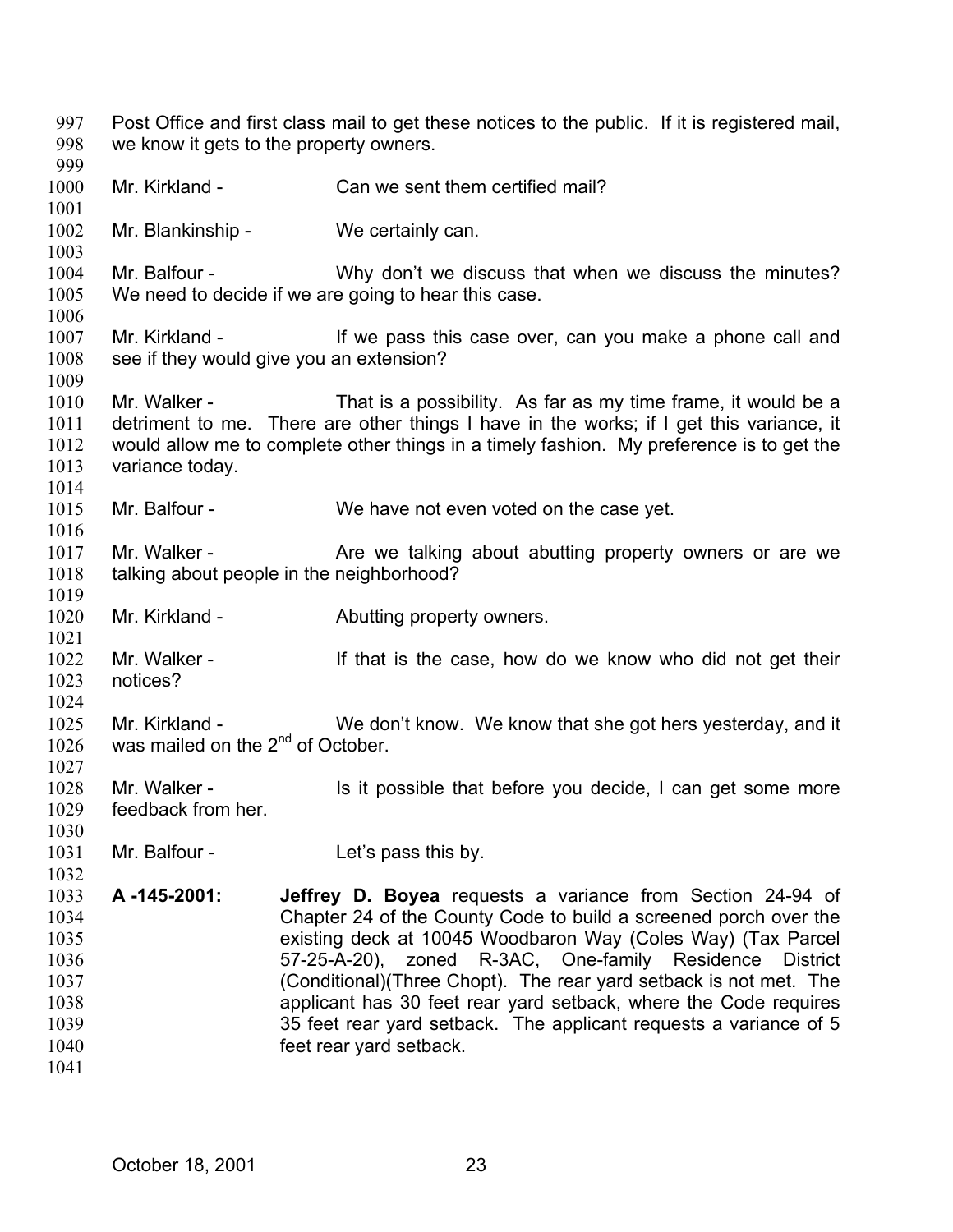Post Office and first class mail to get these notices to the public. If it is registered mail, we know it gets to the property owners.

Mr. Kirkland - Can we sent them certified mail?

Mr. Blankinship - We certainly can.

Mr. Balfour - Why don't we discuss that when we discuss the minutes? We need to decide if we are going to hear this case.

Mr. Kirkland - If we pass this case over, can you make a phone call and see if they would give you an extension?

Mr. Walker - That is a possibility. As far as my time frame, it would be a detriment to me. There are other things I have in the works; if I get this variance, it would allow me to complete other things in a timely fashion. My preference is to get the variance today.

Mr. Balfour - We have not even voted on the case yet.

Mr. Walker - Are we talking about abutting property owners or are we talking about people in the neighborhood?

Mr. Kirkland - Abutting property owners.

Mr. Walker - If that is the case, how do we know who did not get their notices?

Mr. Kirkland - We don't know. We know that she got hers yesterday, and it was mailed on the 2nd of October.

Mr. Walker - Is it possible that before you decide, I can get some more feedback from her.

Mr. Balfour - Let's pass this by.

**A -145-2001:** **Jeffrey D. Boyea** requests a variance from Section 24-94 of Chapter 24 of the County Code to build a screened porch over the existing deck at 10045 Woodbaron Way (Coles Way) (Tax Parcel 57-25-A-20), zoned R-3AC, One-family Residence District (Conditional)(Three Chopt). The rear yard setback is not met. The applicant has 30 feet rear yard setback, where the Code requires 35 feet rear yard setback. The applicant requests a variance of 5 feet rear yard setback.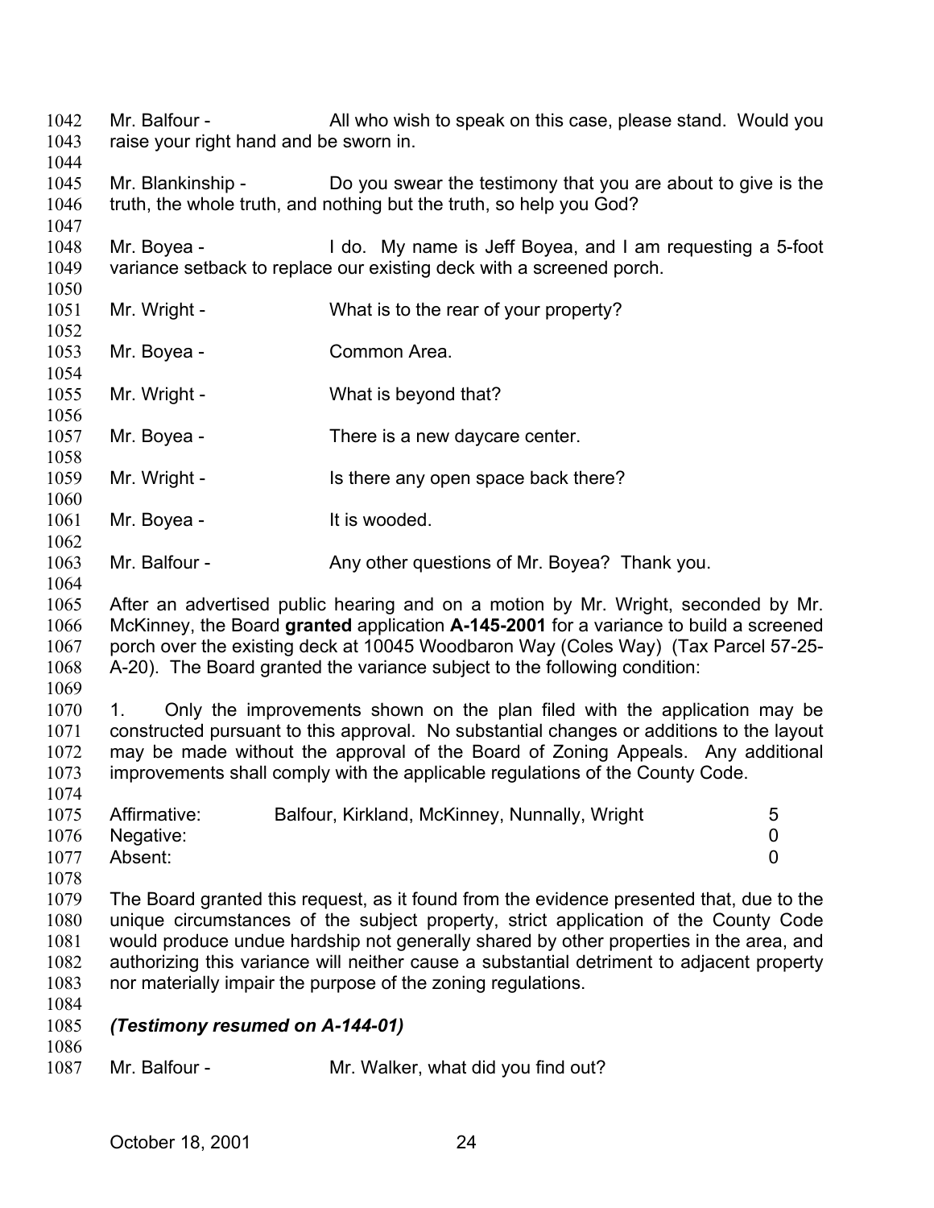Mr. Balfour - All who wish to speak on this case, please stand. Would you raise your right hand and be sworn in.

Mr. Blankinship - Do you swear the testimony that you are about to give is the truth, the whole truth, and nothing but the truth, so help you God?

Mr. Boyea - I do. My name is Jeff Boyea, and I am requesting a 5-foot variance setback to replace our existing deck with a screened porch.

Mr. Wright - What is to the rear of your property?

Mr. Boyea - Common Area.

Mr. Wright - What is beyond that?

Mr. Boyea - There is a new daycare center.

Mr. Wright - Is there any open space back there?

Mr. Boyea - It is wooded.

Mr. Balfour - Any other questions of Mr. Boyea? Thank you.

After an advertised public hearing and on a motion by Mr. Wright, seconded by Mr. McKinney, the Board **granted** application **A-145-2001** for a variance to build a screened porch over the existing deck at 10045 Woodbaron Way (Coles Way) (Tax Parcel 57-25-A-20). The Board granted the variance subject to the following condition:

1. Only the improvements shown on the plan filed with the application may be constructed pursuant to this approval. No substantial changes or additions to the layout may be made without the approval of the Board of Zoning Appeals. Any additional improvements shall comply with the applicable regulations of the County Code.

| | | |
|---|---|---|
| Affirmative: | Balfour, Kirkland, McKinney, Nunnally, Wright | 5 |
| Negative: | | 0 |
| Absent: | | 0 |

The Board granted this request, as it found from the evidence presented that, due to the unique circumstances of the subject property, strict application of the County Code would produce undue hardship not generally shared by other properties in the area, and authorizing this variance will neither cause a substantial detriment to adjacent property nor materially impair the purpose of the zoning regulations.

***(Testimony resumed on A-144-01)***

Mr. Balfour - Mr. Walker, what did you find out?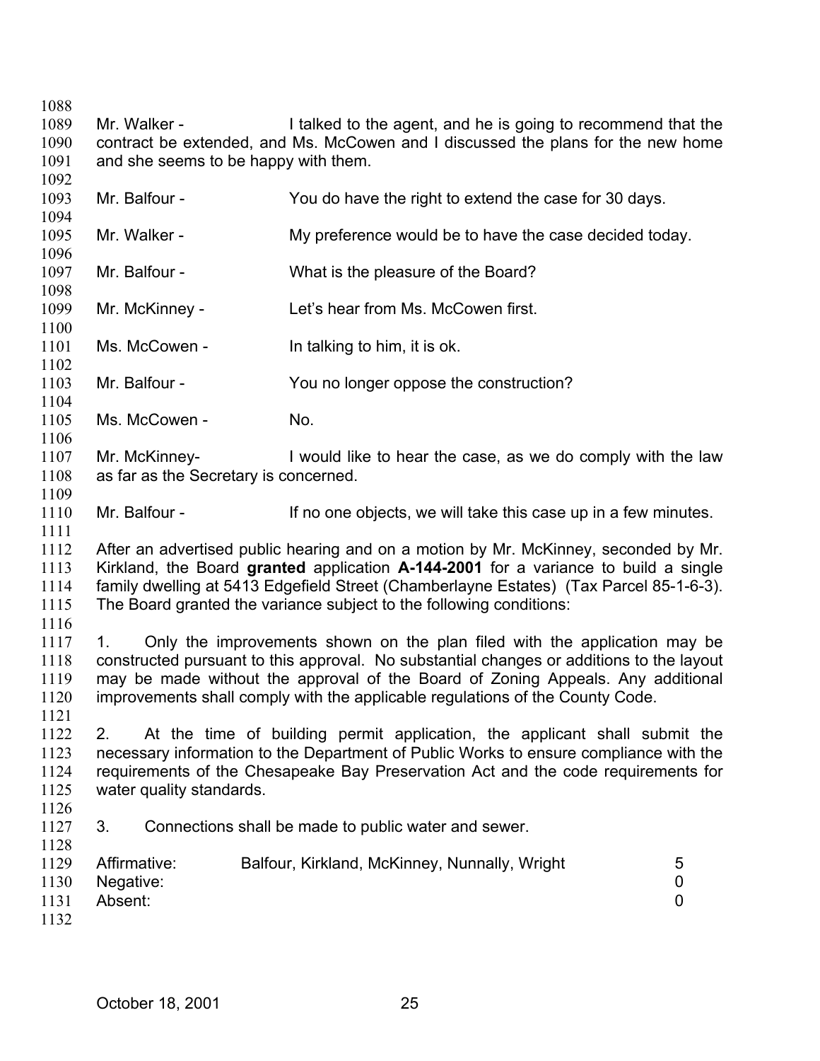Mr. Walker - I talked to the agent, and he is going to recommend that the contract be extended, and Ms. McCowen and I discussed the plans for the new home and she seems to be happy with them.

Mr. Balfour - You do have the right to extend the case for 30 days.

Mr. Walker - My preference would be to have the case decided today.

Mr. Balfour - What is the pleasure of the Board?

Mr. McKinney - Let's hear from Ms. McCowen first.

Ms. McCowen - In talking to him, it is ok.

Mr. Balfour - You no longer oppose the construction?

Ms. McCowen - No.

Mr. McKinney- I would like to hear the case, as we do comply with the law as far as the Secretary is concerned.

Mr. Balfour - If no one objects, we will take this case up in a few minutes.

After an advertised public hearing and on a motion by Mr. McKinney, seconded by Mr. Kirkland, the Board **granted** application **A-144-2001** for a variance to build a single family dwelling at 5413 Edgefield Street (Chamberlayne Estates) (Tax Parcel 85-1-6-3). The Board granted the variance subject to the following conditions:

1. Only the improvements shown on the plan filed with the application may be constructed pursuant to this approval. No substantial changes or additions to the layout may be made without the approval of the Board of Zoning Appeals. Any additional improvements shall comply with the applicable regulations of the County Code.

2. At the time of building permit application, the applicant shall submit the necessary information to the Department of Public Works to ensure compliance with the requirements of the Chesapeake Bay Preservation Act and the code requirements for water quality standards.

3. Connections shall be made to public water and sewer.

| | | |
|---|---|---|
| Affirmative: | Balfour, Kirkland, McKinney, Nunnally, Wright | 5 |
| Negative: | | 0 |
| Absent: | | 0 |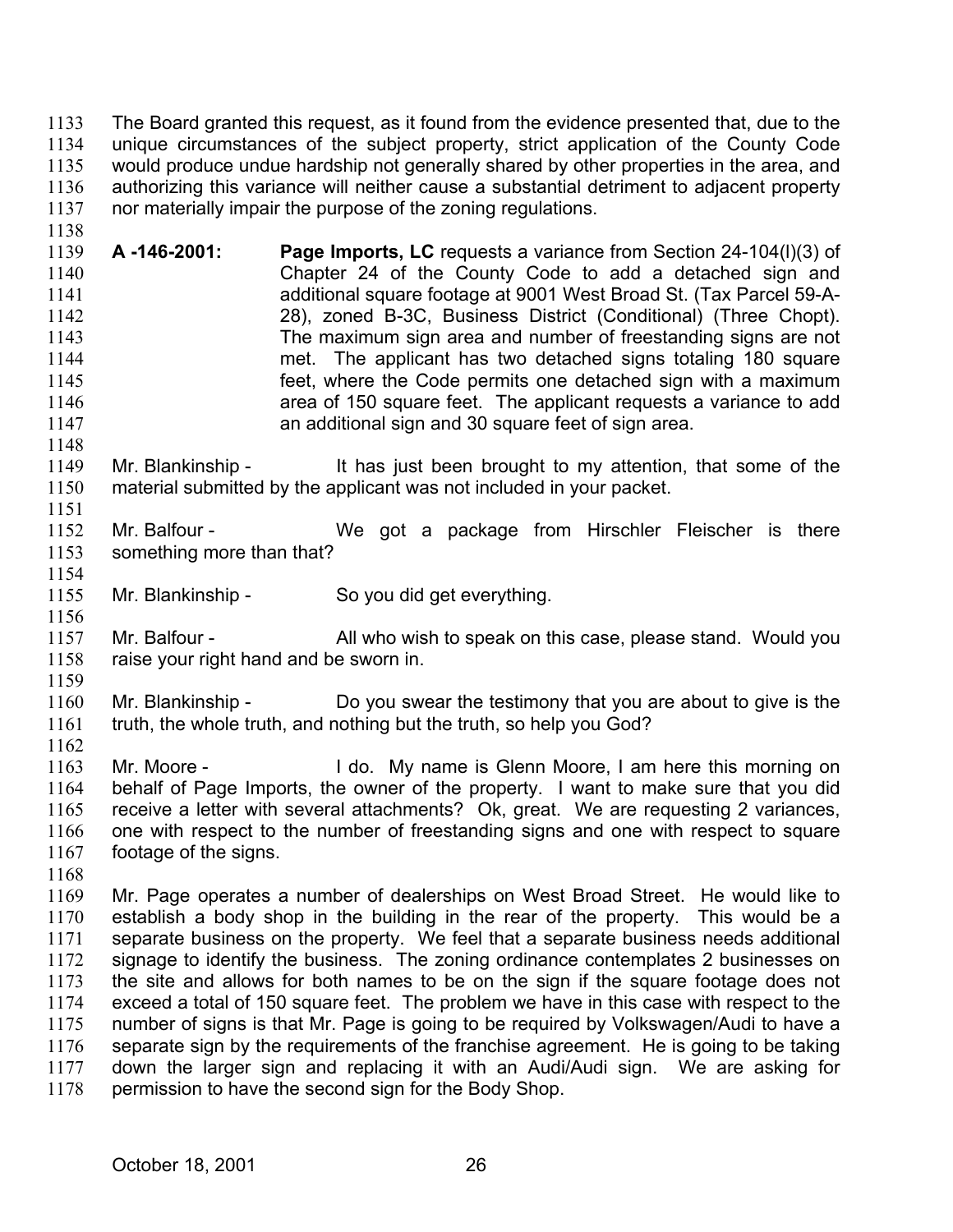The Board granted this request, as it found from the evidence presented that, due to the unique circumstances of the subject property, strict application of the County Code would produce undue hardship not generally shared by other properties in the area, and authorizing this variance will neither cause a substantial detriment to adjacent property nor materially impair the purpose of the zoning regulations.

**A -146-2001:** **Page Imports, LC** requests a variance from Section 24-104(l)(3) of Chapter 24 of the County Code to add a detached sign and additional square footage at 9001 West Broad St. (Tax Parcel 59-A-28), zoned B-3C, Business District (Conditional) (Three Chopt). The maximum sign area and number of freestanding signs are not met. The applicant has two detached signs totaling 180 square feet, where the Code permits one detached sign with a maximum area of 150 square feet. The applicant requests a variance to add an additional sign and 30 square feet of sign area.

Mr. Blankinship - It has just been brought to my attention, that some of the material submitted by the applicant was not included in your packet.

Mr. Balfour - We got a package from Hirschler Fleischer is there something more than that?

Mr. Blankinship - So you did get everything.

Mr. Balfour - All who wish to speak on this case, please stand. Would you raise your right hand and be sworn in.

Mr. Blankinship - Do you swear the testimony that you are about to give is the truth, the whole truth, and nothing but the truth, so help you God?

Mr. Moore - I do. My name is Glenn Moore, I am here this morning on behalf of Page Imports, the owner of the property. I want to make sure that you did receive a letter with several attachments? Ok, great. We are requesting 2 variances, one with respect to the number of freestanding signs and one with respect to square footage of the signs.

Mr. Page operates a number of dealerships on West Broad Street. He would like to establish a body shop in the building in the rear of the property. This would be a separate business on the property. We feel that a separate business needs additional signage to identify the business. The zoning ordinance contemplates 2 businesses on the site and allows for both names to be on the sign if the square footage does not exceed a total of 150 square feet. The problem we have in this case with respect to the number of signs is that Mr. Page is going to be required by Volkswagen/Audi to have a separate sign by the requirements of the franchise agreement. He is going to be taking down the larger sign and replacing it with an Audi/Audi sign. We are asking for permission to have the second sign for the Body Shop.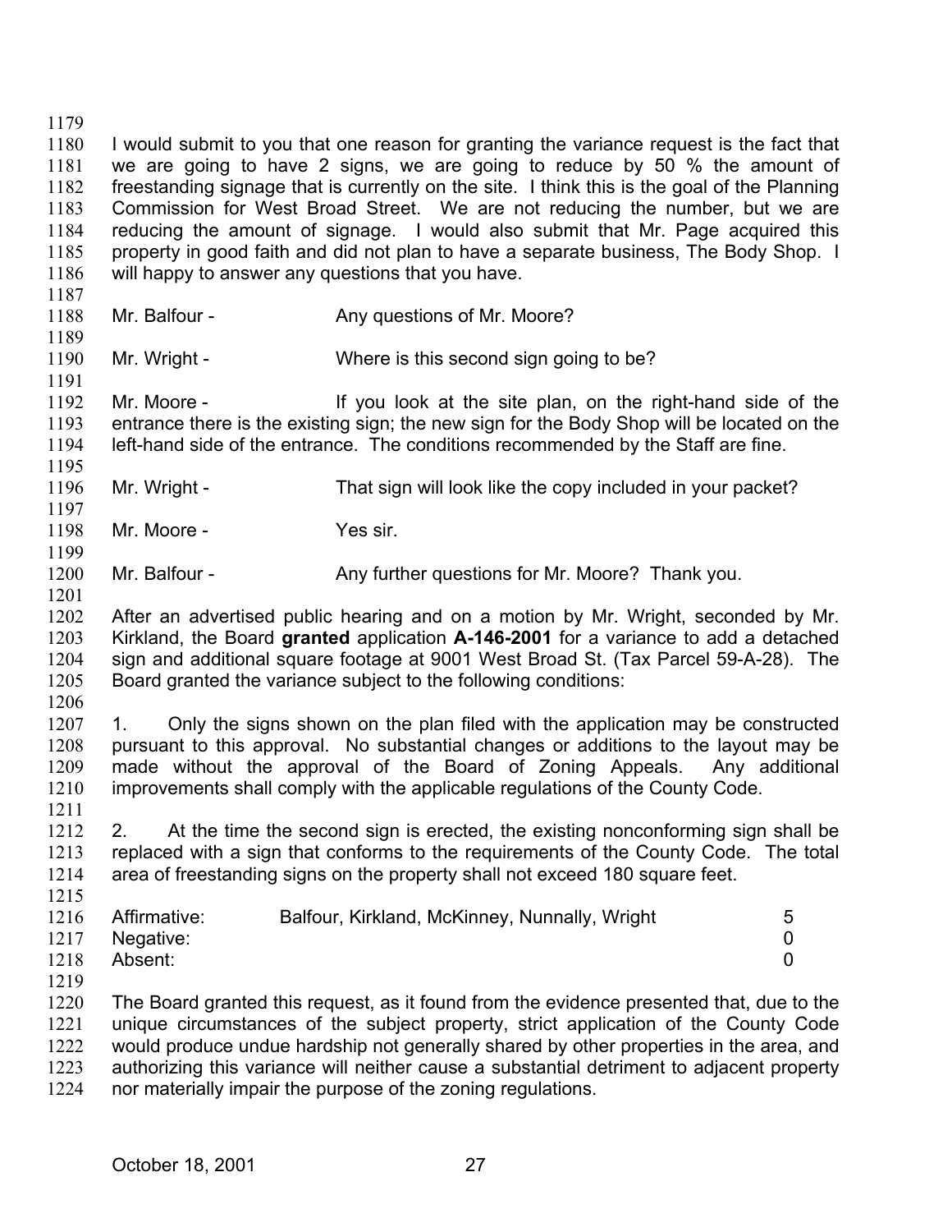I would submit to you that one reason for granting the variance request is the fact that we are going to have 2 signs, we are going to reduce by 50 % the amount of freestanding signage that is currently on the site. I think this is the goal of the Planning Commission for West Broad Street. We are not reducing the number, but we are reducing the amount of signage. I would also submit that Mr. Page acquired this property in good faith and did not plan to have a separate business, The Body Shop. I will happy to answer any questions that you have.

Mr. Balfour - Any questions of Mr. Moore?

Mr. Wright - Where is this second sign going to be?

Mr. Moore - If you look at the site plan, on the right-hand side of the entrance there is the existing sign; the new sign for the Body Shop will be located on the left-hand side of the entrance. The conditions recommended by the Staff are fine.

Mr. Wright - That sign will look like the copy included in your packet?

Mr. Moore - Yes sir.

Mr. Balfour - Any further questions for Mr. Moore? Thank you.

After an advertised public hearing and on a motion by Mr. Wright, seconded by Mr. Kirkland, the Board **granted** application **A-146-2001** for a variance to add a detached sign and additional square footage at 9001 West Broad St. (Tax Parcel 59-A-28). The Board granted the variance subject to the following conditions:

1. Only the signs shown on the plan filed with the application may be constructed pursuant to this approval. No substantial changes or additions to the layout may be made without the approval of the Board of Zoning Appeals. Any additional improvements shall comply with the applicable regulations of the County Code.

2. At the time the second sign is erected, the existing nonconforming sign shall be replaced with a sign that conforms to the requirements of the County Code. The total area of freestanding signs on the property shall not exceed 180 square feet.

| | | |
|---|---|---|
| Affirmative: | Balfour, Kirkland, McKinney, Nunnally, Wright | 5 |
| Negative: | | 0 |
| Absent: | | 0 |

The Board granted this request, as it found from the evidence presented that, due to the unique circumstances of the subject property, strict application of the County Code would produce undue hardship not generally shared by other properties in the area, and authorizing this variance will neither cause a substantial detriment to adjacent property nor materially impair the purpose of the zoning regulations.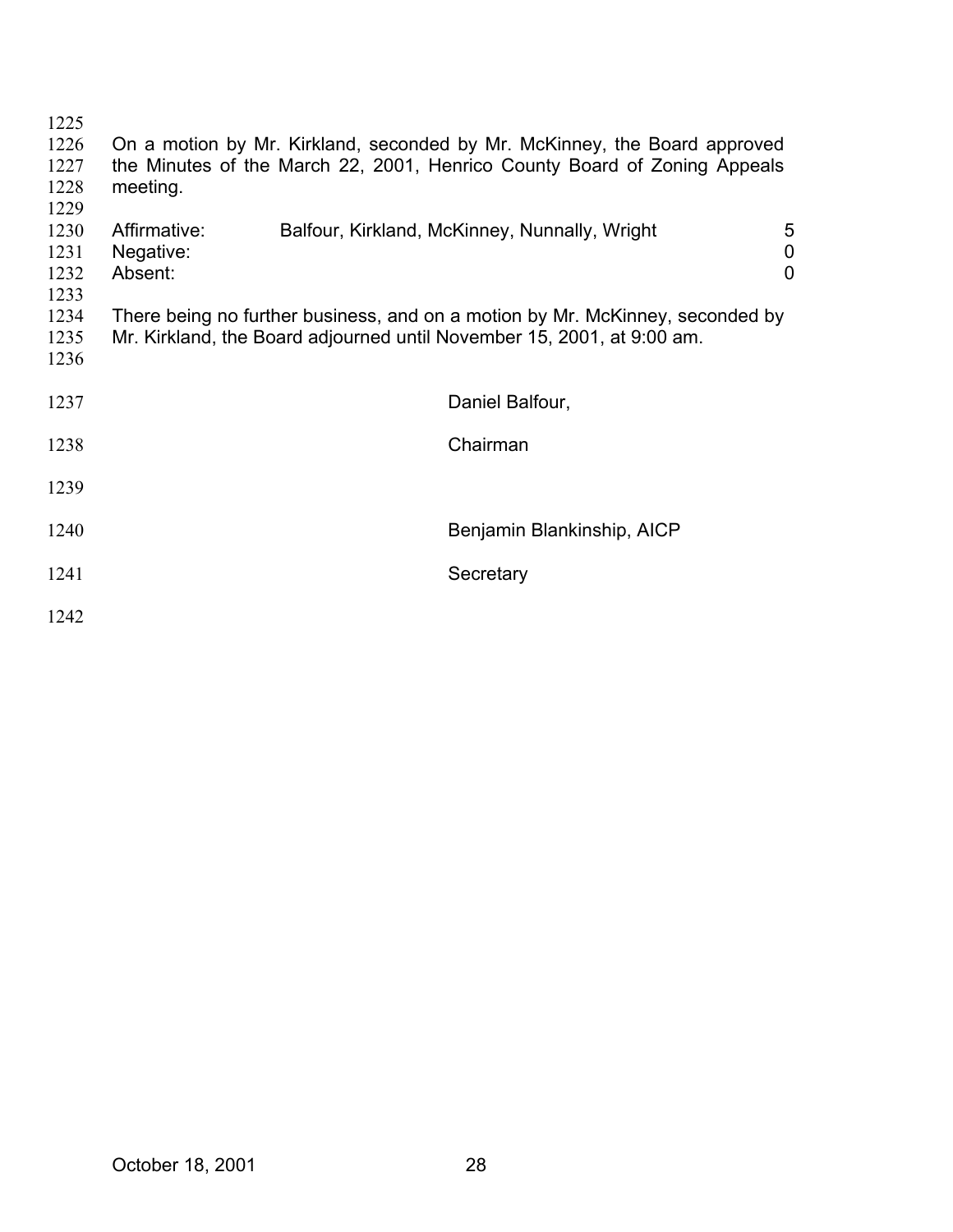On a motion by Mr. Kirkland, seconded by Mr. McKinney, the Board approved the Minutes of the March 22, 2001, Henrico County Board of Zoning Appeals meeting.

| | | |
|---|---|---|
| Affirmative: | Balfour, Kirkland, McKinney, Nunnally, Wright | 5 |
| Negative: | | 0 |
| Absent: | | 0 |

There being no further business, and on a motion by Mr. McKinney, seconded by Mr. Kirkland, the Board adjourned until November 15, 2001, at 9:00 am.

Daniel Balfour,

Chairman

Benjamin Blankinship, AICP

Secretary